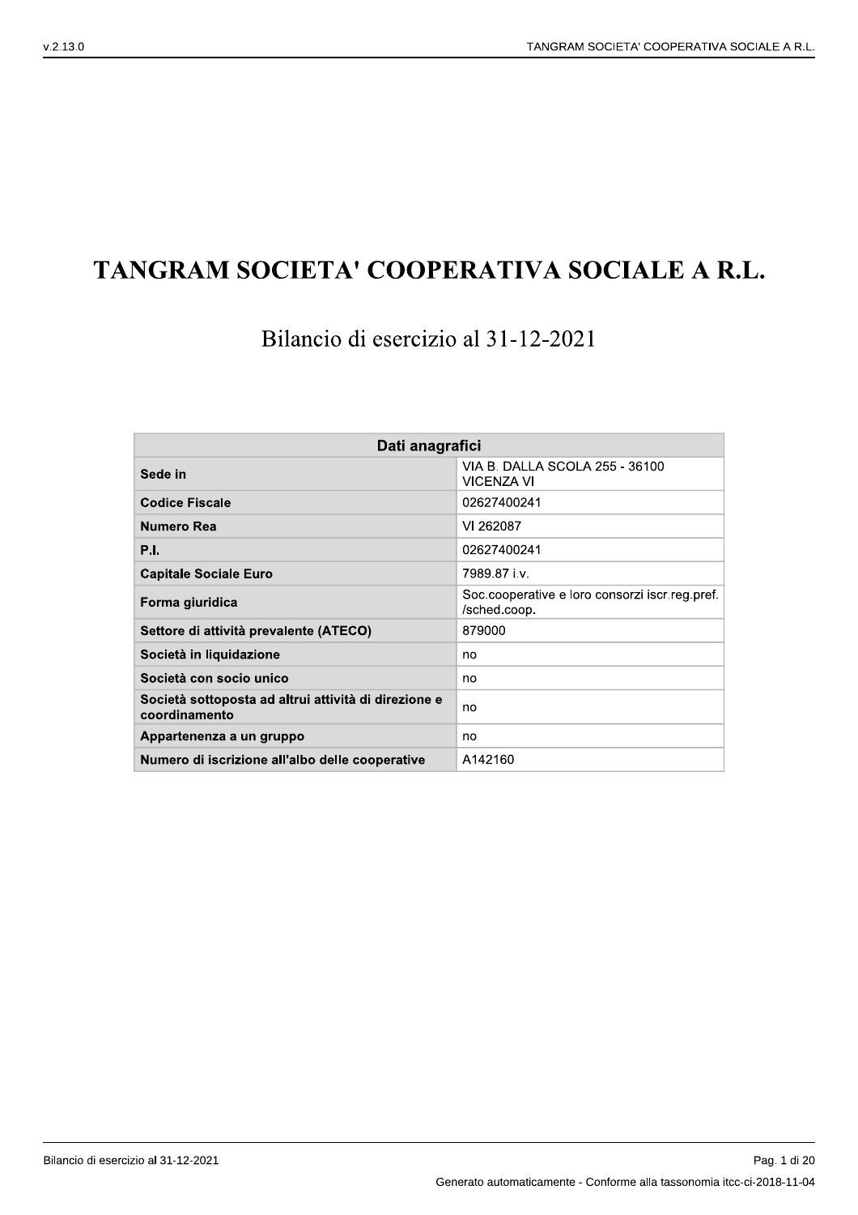# TANGRAM SOCIETA' COOPERATIVA SOCIALE A R.L.

## Bilancio di esercizio al 31-12-2021

| Dati anagrafici | |
|---|---|
| **Sede in** | VIA B. DALLA SCOLA 255 - 36100 VICENZA VI |
| **Codice Fiscale** | 02627400241 |
| **Numero Rea** | VI 262087 |
| **P.I.** | 02627400241 |
| **Capitale Sociale Euro** | 7989.87 i.v. |
| **Forma giuridica** | Soc.cooperative e loro consorzi iscr.reg.pref. /sched.coop. |
| **Settore di attività prevalente (ATECO)** | 879000 |
| **Società in liquidazione** | no |
| **Società con socio unico** | no |
| **Società sottoposta ad altrui attività di direzione e coordinamento** | no |
| **Appartenenza a un gruppo** | no |
| **Numero di iscrizione all'albo delle cooperative** | A142160 |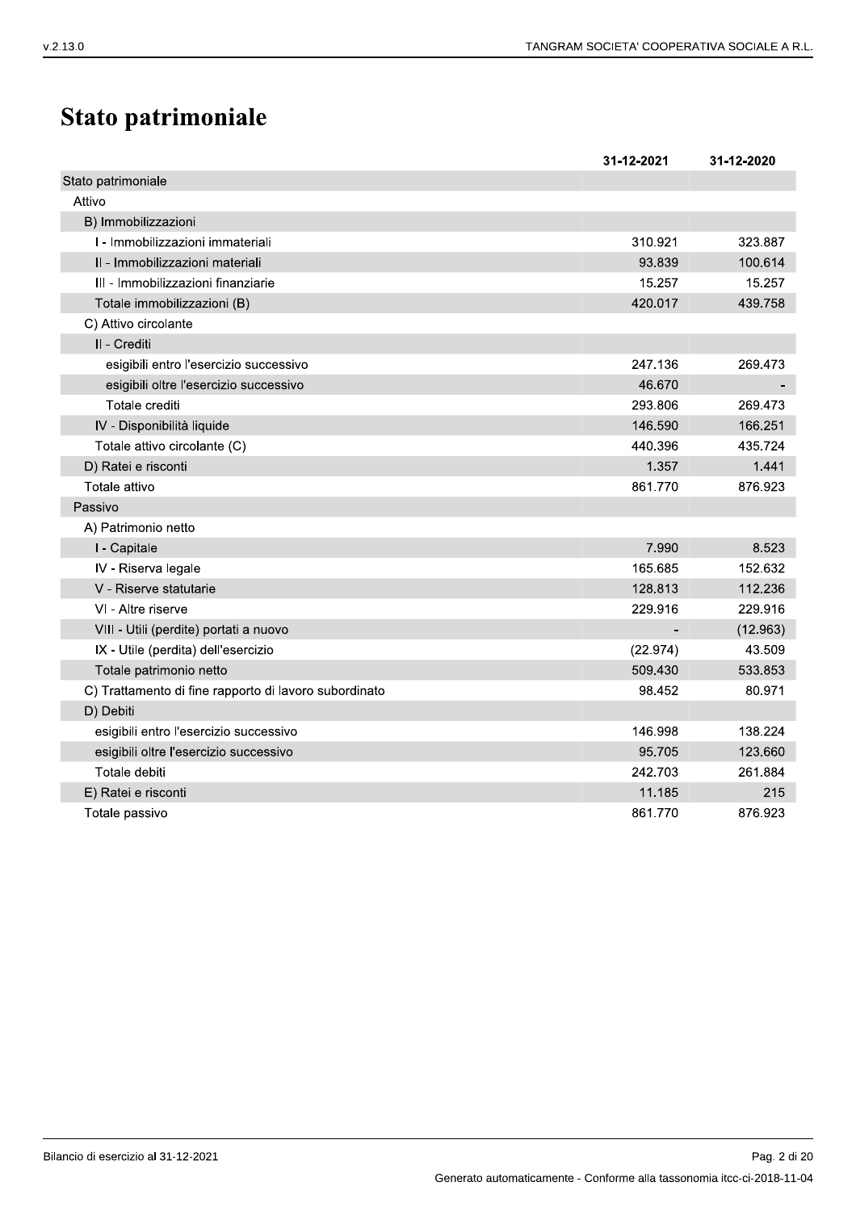# Stato patrimoniale

| | 31-12-2021 | 31-12-2020 |
|---|---|---|
| Stato patrimoniale | | |
| Attivo | | |
| B) Immobilizzazioni | | |
| I - Immobilizzazioni immateriali | 310.921 | 323.887 |
| II - Immobilizzazioni materiali | 93.839 | 100.614 |
| III - Immobilizzazioni finanziarie | 15.257 | 15.257 |
| Totale immobilizzazioni (B) | 420.017 | 439.758 |
| C) Attivo circolante | | |
| II - Crediti | | |
| esigibili entro l'esercizio successivo | 247.136 | 269.473 |
| esigibili oltre l'esercizio successivo | 46.670 | - |
| Totale crediti | 293.806 | 269.473 |
| IV - Disponibilità liquide | 146.590 | 166.251 |
| Totale attivo circolante (C) | 440.396 | 435.724 |
| D) Ratei e risconti | 1.357 | 1.441 |
| Totale attivo | 861.770 | 876.923 |
| Passivo | | |
| A) Patrimonio netto | | |
| I - Capitale | 7.990 | 8.523 |
| IV - Riserva legale | 165.685 | 152.632 |
| V - Riserve statutarie | 128.813 | 112.236 |
| VI - Altre riserve | 229.916 | 229.916 |
| VIII - Utili (perdite) portati a nuovo | - | (12.963) |
| IX - Utile (perdita) dell'esercizio | (22.974) | 43.509 |
| Totale patrimonio netto | 509.430 | 533.853 |
| C) Trattamento di fine rapporto di lavoro subordinato | 98.452 | 80.971 |
| D) Debiti | | |
| esigibili entro l'esercizio successivo | 146.998 | 138.224 |
| esigibili oltre l'esercizio successivo | 95.705 | 123.660 |
| Totale debiti | 242.703 | 261.884 |
| E) Ratei e risconti | 11.185 | 215 |
| Totale passivo | 861.770 | 876.923 |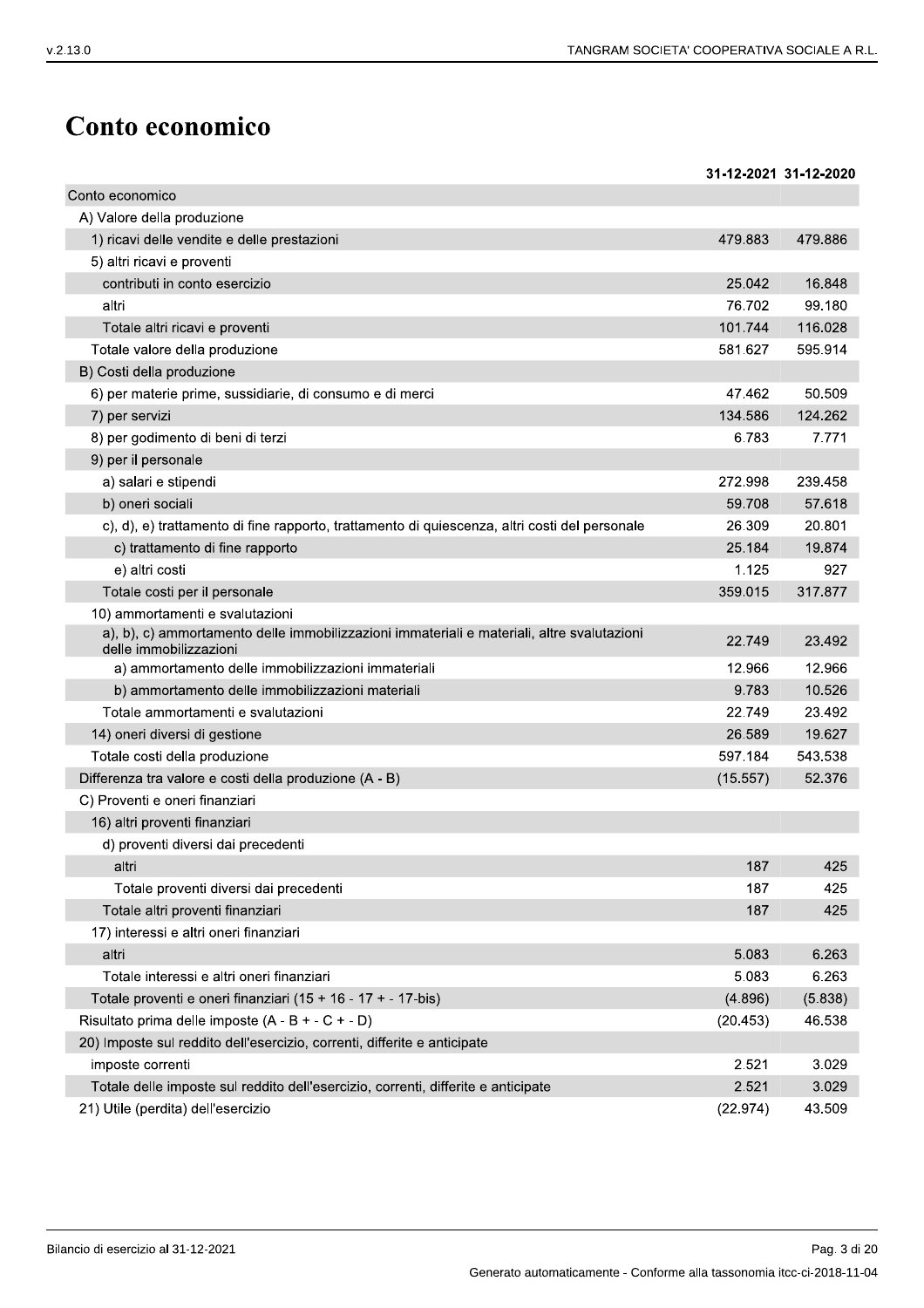# Conto economico

| | 31-12-2021 | 31-12-2020 |
|---|---|---|
| Conto economico | | |
| A) Valore della produzione | | |
| 1) ricavi delle vendite e delle prestazioni | 479.883 | 479.886 |
| 5) altri ricavi e proventi | | |
| contributi in conto esercizio | 25.042 | 16.848 |
| altri | 76.702 | 99.180 |
| Totale altri ricavi e proventi | 101.744 | 116.028 |
| Totale valore della produzione | 581.627 | 595.914 |
| B) Costi della produzione | | |
| 6) per materie prime, sussidiarie, di consumo e di merci | 47.462 | 50.509 |
| 7) per servizi | 134.586 | 124.262 |
| 8) per godimento di beni di terzi | 6.783 | 7.771 |
| 9) per il personale | | |
| a) salari e stipendi | 272.998 | 239.458 |
| b) oneri sociali | 59.708 | 57.618 |
| c), d), e) trattamento di fine rapporto, trattamento di quiescenza, altri costi del personale | 26.309 | 20.801 |
| c) trattamento di fine rapporto | 25.184 | 19.874 |
| e) altri costi | 1.125 | 927 |
| Totale costi per il personale | 359.015 | 317.877 |
| 10) ammortamenti e svalutazioni | | |
| a), b), c) ammortamento delle immobilizzazioni immateriali e materiali, altre svalutazioni delle immobilizzazioni | 22.749 | 23.492 |
| a) ammortamento delle immobilizzazioni immateriali | 12.966 | 12.966 |
| b) ammortamento delle immobilizzazioni materiali | 9.783 | 10.526 |
| Totale ammortamenti e svalutazioni | 22.749 | 23.492 |
| 14) oneri diversi di gestione | 26.589 | 19.627 |
| Totale costi della produzione | 597.184 | 543.538 |
| Differenza tra valore e costi della produzione (A - B) | (15.557) | 52.376 |
| C) Proventi e oneri finanziari | | |
| 16) altri proventi finanziari | | |
| d) proventi diversi dai precedenti | | |
| altri | 187 | 425 |
| Totale proventi diversi dai precedenti | 187 | 425 |
| Totale altri proventi finanziari | 187 | 425 |
| 17) interessi e altri oneri finanziari | | |
| altri | 5.083 | 6.263 |
| Totale interessi e altri oneri finanziari | 5.083 | 6.263 |
| Totale proventi e oneri finanziari (15 + 16 - 17 + - 17-bis) | (4.896) | (5.838) |
| Risultato prima delle imposte (A - B + - C + - D) | (20.453) | 46.538 |
| 20) Imposte sul reddito dell'esercizio, correnti, differite e anticipate | | |
| imposte correnti | 2.521 | 3.029 |
| Totale delle imposte sul reddito dell'esercizio, correnti, differite e anticipate | 2.521 | 3.029 |
| 21) Utile (perdita) dell'esercizio | (22.974) | 43.509 |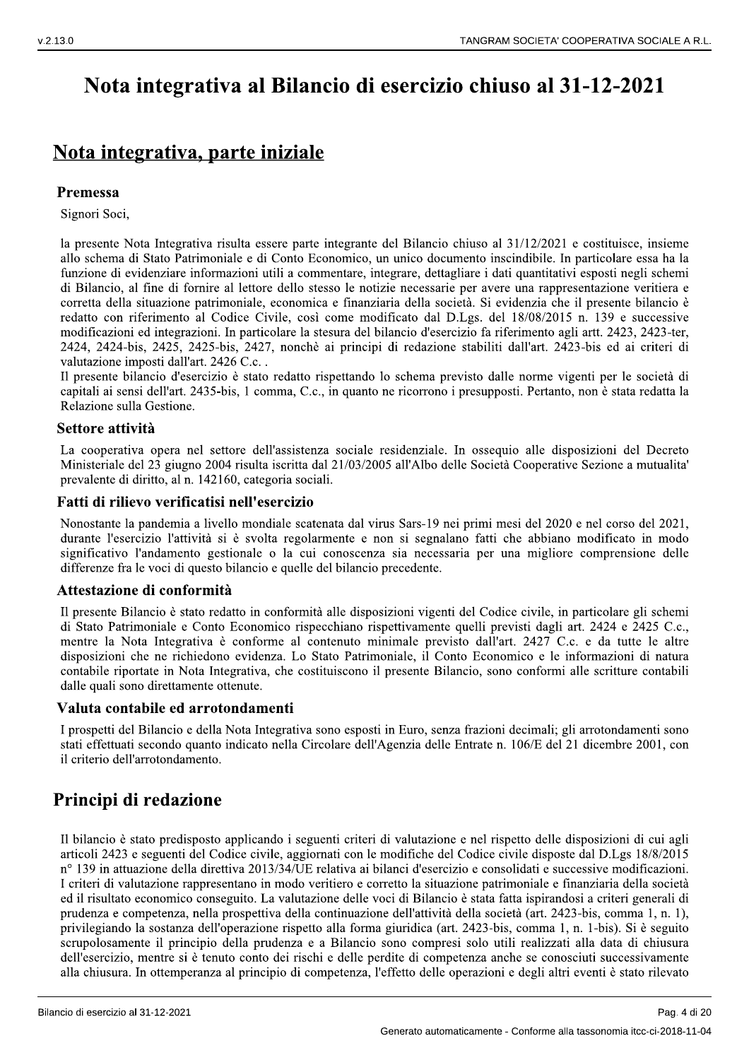# Nota integrativa al Bilancio di esercizio chiuso al 31-12-2021

## Nota integrativa, parte iniziale

### Premessa

Signori Soci,

la presente Nota Integrativa risulta essere parte integrante del Bilancio chiuso al 31/12/2021 e costituisce, insieme allo schema di Stato Patrimoniale e di Conto Economico, un unico documento inscindibile. In particolare essa ha la funzione di evidenziare informazioni utili a commentare, integrare, dettagliare i dati quantitativi esposti negli schemi di Bilancio, al fine di fornire al lettore dello stesso le notizie necessarie per avere una rappresentazione veritiera e corretta della situazione patrimoniale, economica e finanziaria della società. Si evidenzia che il presente bilancio è redatto con riferimento al Codice Civile, così come modificato dal D.Lgs. del 18/08/2015 n. 139 e successive modificazioni ed integrazioni. In particolare la stesura del bilancio d'esercizio fa riferimento agli artt. 2423, 2423-ter, 2424, 2424-bis, 2425, 2425-bis, 2427, nonchè ai principi di redazione stabiliti dall'art. 2423-bis ed ai criteri di valutazione imposti dall'art. 2426 C.c. .

Il presente bilancio d'esercizio è stato redatto rispettando lo schema previsto dalle norme vigenti per le società di capitali ai sensi dell'art. 2435-bis, 1 comma, C.c., in quanto ne ricorrono i presupposti. Pertanto, non è stata redatta la Relazione sulla Gestione.

### Settore attività

La cooperativa opera nel settore dell'assistenza sociale residenziale. In ossequio alle disposizioni del Decreto Ministeriale del 23 giugno 2004 risulta iscritta dal 21/03/2005 all'Albo delle Società Cooperative Sezione a mutualita' prevalente di diritto, al n. 142160, categoria sociali.

### Fatti di rilievo verificatisi nell'esercizio

Nonostante la pandemia a livello mondiale scatenata dal virus Sars-19 nei primi mesi del 2020 e nel corso del 2021, durante l'esercizio l'attività si è svolta regolarmente e non si segnalano fatti che abbiano modificato in modo significativo l'andamento gestionale o la cui conoscenza sia necessaria per una migliore comprensione delle differenze fra le voci di questo bilancio e quelle del bilancio precedente.

### Attestazione di conformità

Il presente Bilancio è stato redatto in conformità alle disposizioni vigenti del Codice civile, in particolare gli schemi di Stato Patrimoniale e Conto Economico rispecchiano rispettivamente quelli previsti dagli art. 2424 e 2425 C.c., mentre la Nota Integrativa è conforme al contenuto minimale previsto dall'art. 2427 C.c. e da tutte le altre disposizioni che ne richiedono evidenza. Lo Stato Patrimoniale, il Conto Economico e le informazioni di natura contabile riportate in Nota Integrativa, che costituiscono il presente Bilancio, sono conformi alle scritture contabili dalle quali sono direttamente ottenute.

### Valuta contabile ed arrotondamenti

I prospetti del Bilancio e della Nota Integrativa sono esposti in Euro, senza frazioni decimali; gli arrotondamenti sono stati effettuati secondo quanto indicato nella Circolare dell'Agenzia delle Entrate n. 106/E del 21 dicembre 2001, con il criterio dell'arrotondamento.

## Principi di redazione

Il bilancio è stato predisposto applicando i seguenti criteri di valutazione e nel rispetto delle disposizioni di cui agli articoli 2423 e seguenti del Codice civile, aggiornati con le modifiche del Codice civile disposte dal D.Lgs 18/8/2015 n° 139 in attuazione della direttiva 2013/34/UE relativa ai bilanci d'esercizio e consolidati e successive modificazioni. I criteri di valutazione rappresentano in modo veritiero e corretto la situazione patrimoniale e finanziaria della società ed il risultato economico conseguito. La valutazione delle voci di Bilancio è stata fatta ispirandosi a criteri generali di prudenza e competenza, nella prospettiva della continuazione dell'attività della società (art. 2423-bis, comma 1, n. 1), privilegiando la sostanza dell'operazione rispetto alla forma giuridica (art. 2423-bis, comma 1, n. 1-bis). Si è seguito scrupolosamente il principio della prudenza e a Bilancio sono compresi solo utili realizzati alla data di chiusura dell'esercizio, mentre si è tenuto conto dei rischi e delle perdite di competenza anche se conosciuti successivamente alla chiusura. In ottemperanza al principio di competenza, l'effetto delle operazioni e degli altri eventi è stato rilevato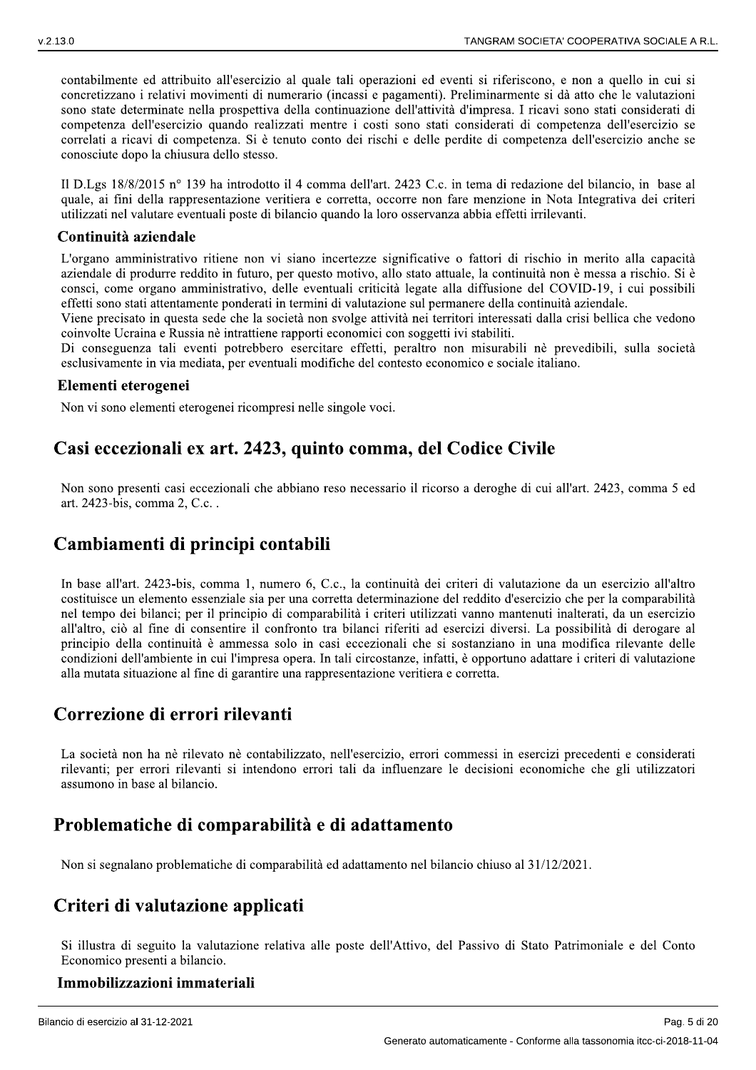contabilmente ed attribuito all'esercizio al quale tali operazioni ed eventi si riferiscono, e non a quello in cui si concretizzano i relativi movimenti di numerario (incassi e pagamenti). Preliminarmente si dà atto che le valutazioni sono state determinate nella prospettiva della continuazione dell'attività d'impresa. I ricavi sono stati considerati di competenza dell'esercizio quando realizzati mentre i costi sono stati considerati di competenza dell'esercizio se correlati a ricavi di competenza. Si è tenuto conto dei rischi e delle perdite di competenza dell'esercizio anche se conosciute dopo la chiusura dello stesso.

Il D.Lgs 18/8/2015 n° 139 ha introdotto il 4 comma dell'art. 2423 C.c. in tema di redazione del bilancio, in base al quale, ai fini della rappresentazione veritiera e corretta, occorre non fare menzione in Nota Integrativa dei criteri utilizzati nel valutare eventuali poste di bilancio quando la loro osservanza abbia effetti irrilevanti.

### Continuità aziendale

L'organo amministrativo ritiene non vi siano incertezze significative o fattori di rischio in merito alla capacità aziendale di produrre reddito in futuro, per questo motivo, allo stato attuale, la continuità non è messa a rischio. Si è consci, come organo amministrativo, delle eventuali criticità legate alla diffusione del COVID-19, i cui possibili effetti sono stati attentamente ponderati in termini di valutazione sul permanere della continuità aziendale.
Viene precisato in questa sede che la società non svolge attività nei territori interessati dalla crisi bellica che vedono coinvolte Ucraina e Russia nè intrattiene rapporti economici con soggetti ivi stabiliti.
Di conseguenza tali eventi potrebbero esercitare effetti, peraltro non misurabili nè prevedibili, sulla società esclusivamente in via mediata, per eventuali modifiche del contesto economico e sociale italiano.

### Elementi eterogenei

Non vi sono elementi eterogenei ricompresi nelle singole voci.

## Casi eccezionali ex art. 2423, quinto comma, del Codice Civile

Non sono presenti casi eccezionali che abbiano reso necessario il ricorso a deroghe di cui all'art. 2423, comma 5 ed art. 2423-bis, comma 2, C.c. .

## Cambiamenti di principi contabili

In base all'art. 2423-bis, comma 1, numero 6, C.c., la continuità dei criteri di valutazione da un esercizio all'altro costituisce un elemento essenziale sia per una corretta determinazione del reddito d'esercizio che per la comparabilità nel tempo dei bilanci; per il principio di comparabilità i criteri utilizzati vanno mantenuti inalterati, da un esercizio all'altro, ciò al fine di consentire il confronto tra bilanci riferiti ad esercizi diversi. La possibilità di derogare al principio della continuità è ammessa solo in casi eccezionali che si sostanziano in una modifica rilevante delle condizioni dell'ambiente in cui l'impresa opera. In tali circostanze, infatti, è opportuno adattare i criteri di valutazione alla mutata situazione al fine di garantire una rappresentazione veritiera e corretta.

## Correzione di errori rilevanti

La società non ha nè rilevato nè contabilizzato, nell'esercizio, errori commessi in esercizi precedenti e considerati rilevanti; per errori rilevanti si intendono errori tali da influenzare le decisioni economiche che gli utilizzatori assumono in base al bilancio.

## Problematiche di comparabilità e di adattamento

Non si segnalano problematiche di comparabilità ed adattamento nel bilancio chiuso al 31/12/2021.

## Criteri di valutazione applicati

Si illustra di seguito la valutazione relativa alle poste dell'Attivo, del Passivo di Stato Patrimoniale e del Conto Economico presenti a bilancio.

### Immobilizzazioni immateriali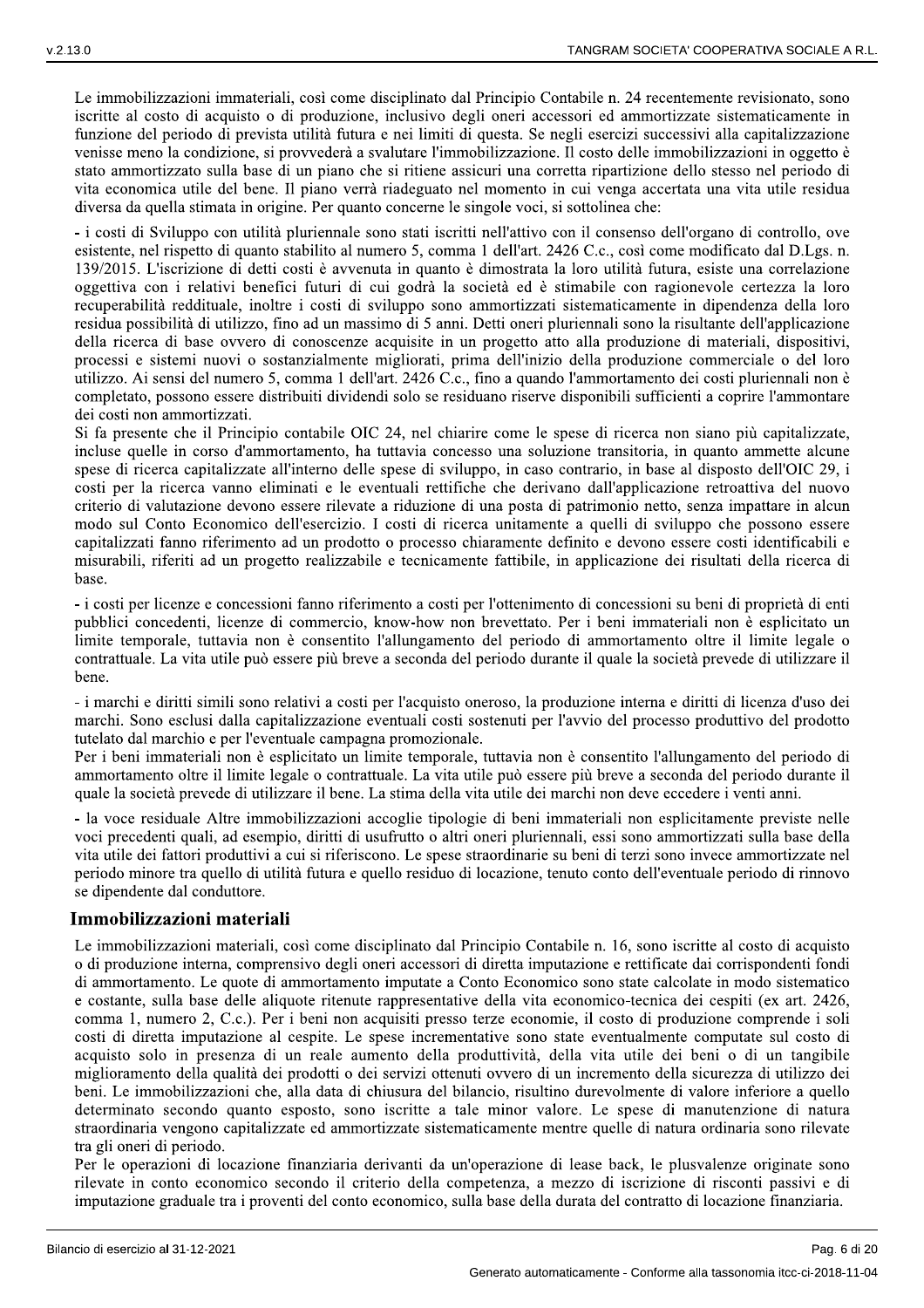Le immobilizzazioni immateriali, così come disciplinato dal Principio Contabile n. 24 recentemente revisionato, sono iscritte al costo di acquisto o di produzione, inclusivo degli oneri accessori ed ammortizzate sistematicamente in funzione del periodo di prevista utilità futura e nei limiti di questa. Se negli esercizi successivi alla capitalizzazione venisse meno la condizione, si provvederà a svalutare l'immobilizzazione. Il costo delle immobilizzazioni in oggetto è stato ammortizzato sulla base di un piano che si ritiene assicuri una corretta ripartizione dello stesso nel periodo di vita economica utile del bene. Il piano verrà riadeguato nel momento in cui venga accertata una vita utile residua diversa da quella stimata in origine. Per quanto concerne le singole voci, si sottolinea che:

- i costi di Sviluppo con utilità pluriennale sono stati iscritti nell'attivo con il consenso dell'organo di controllo, ove esistente, nel rispetto di quanto stabilito al numero 5, comma 1 dell'art. 2426 C.c., così come modificato dal D.Lgs. n. 139/2015. L'iscrizione di detti costi è avvenuta in quanto è dimostrata la loro utilità futura, esiste una correlazione oggettiva con i relativi benefici futuri di cui godrà la società ed è stimabile con ragionevole certezza la loro recuperabilità reddituale, inoltre i costi di sviluppo sono ammortizzati sistematicamente in dipendenza della loro residua possibilità di utilizzo, fino ad un massimo di 5 anni. Detti oneri pluriennali sono la risultante dell'applicazione della ricerca di base ovvero di conoscenze acquisite in un progetto atto alla produzione di materiali, dispositivi, processi e sistemi nuovi o sostanzialmente migliorati, prima dell'inizio della produzione commerciale o del loro utilizzo. Ai sensi del numero 5, comma 1 dell'art. 2426 C.c., fino a quando l'ammortamento dei costi pluriennali non è completato, possono essere distribuiti dividendi solo se residuano riserve disponibili sufficienti a coprire l'ammontare dei costi non ammortizzati.

Si fa presente che il Principio contabile OIC 24, nel chiarire come le spese di ricerca non siano più capitalizzate, incluse quelle in corso d'ammortamento, ha tuttavia concesso una soluzione transitoria, in quanto ammette alcune spese di ricerca capitalizzate all'interno delle spese di sviluppo, in caso contrario, in base al disposto dell'OIC 29, i costi per la ricerca vanno eliminati e le eventuali rettifiche che derivano dall'applicazione retroattiva del nuovo criterio di valutazione devono essere rilevate a riduzione di una posta di patrimonio netto, senza impattare in alcun modo sul Conto Economico dell'esercizio. I costi di ricerca unitamente a quelli di sviluppo che possono essere capitalizzati fanno riferimento ad un prodotto o processo chiaramente definito e devono essere costi identificabili e misurabili, riferiti ad un progetto realizzabile e tecnicamente fattibile, in applicazione dei risultati della ricerca di base.

- i costi per licenze e concessioni fanno riferimento a costi per l'ottenimento di concessioni su beni di proprietà di enti pubblici concedenti, licenze di commercio, know-how non brevettato. Per i beni immateriali non è esplicitato un limite temporale, tuttavia non è consentito l'allungamento del periodo di ammortamento oltre il limite legale o contrattuale. La vita utile può essere più breve a seconda del periodo durante il quale la società prevede di utilizzare il bene.

- i marchi e diritti simili sono relativi a costi per l'acquisto oneroso, la produzione interna e diritti di licenza d'uso dei marchi. Sono esclusi dalla capitalizzazione eventuali costi sostenuti per l'avvio del processo produttivo del prodotto tutelato dal marchio e per l'eventuale campagna promozionale.

Per i beni immateriali non è esplicitato un limite temporale, tuttavia non è consentito l'allungamento del periodo di ammortamento oltre il limite legale o contrattuale. La vita utile può essere più breve a seconda del periodo durante il quale la società prevede di utilizzare il bene. La stima della vita utile dei marchi non deve eccedere i venti anni.

- la voce residuale Altre immobilizzazioni accoglie tipologie di beni immateriali non esplicitamente previste nelle voci precedenti quali, ad esempio, diritti di usufrutto o altri oneri pluriennali, essi sono ammortizzati sulla base della vita utile dei fattori produttivi a cui si riferiscono. Le spese straordinarie su beni di terzi sono invece ammortizzate nel periodo minore tra quello di utilità futura e quello residuo di locazione, tenuto conto dell'eventuale periodo di rinnovo se dipendente dal conduttore.

## Immobilizzazioni materiali

Le immobilizzazioni materiali, così come disciplinato dal Principio Contabile n. 16, sono iscritte al costo di acquisto o di produzione interna, comprensivo degli oneri accessori di diretta imputazione e rettificate dai corrispondenti fondi di ammortamento. Le quote di ammortamento imputate a Conto Economico sono state calcolate in modo sistematico e costante, sulla base delle aliquote ritenute rappresentative della vita economico-tecnica dei cespiti (ex art. 2426, comma 1, numero 2, C.c.). Per i beni non acquisiti presso terze economie, il costo di produzione comprende i soli costi di diretta imputazione al cespite. Le spese incrementative sono state eventualmente computate sul costo di acquisto solo in presenza di un reale aumento della produttività, della vita utile dei beni o di un tangibile miglioramento della qualità dei prodotti o dei servizi ottenuti ovvero di un incremento della sicurezza di utilizzo dei beni. Le immobilizzazioni che, alla data di chiusura del bilancio, risultino durevolmente di valore inferiore a quello determinato secondo quanto esposto, sono iscritte a tale minor valore. Le spese di manutenzione di natura straordinaria vengono capitalizzate ed ammortizzate sistematicamente mentre quelle di natura ordinaria sono rilevate tra gli oneri di periodo.

Per le operazioni di locazione finanziaria derivanti da un'operazione di lease back, le plusvalenze originate sono rilevate in conto economico secondo il criterio della competenza, a mezzo di iscrizione di risconti passivi e di imputazione graduale tra i proventi del conto economico, sulla base della durata del contratto di locazione finanziaria.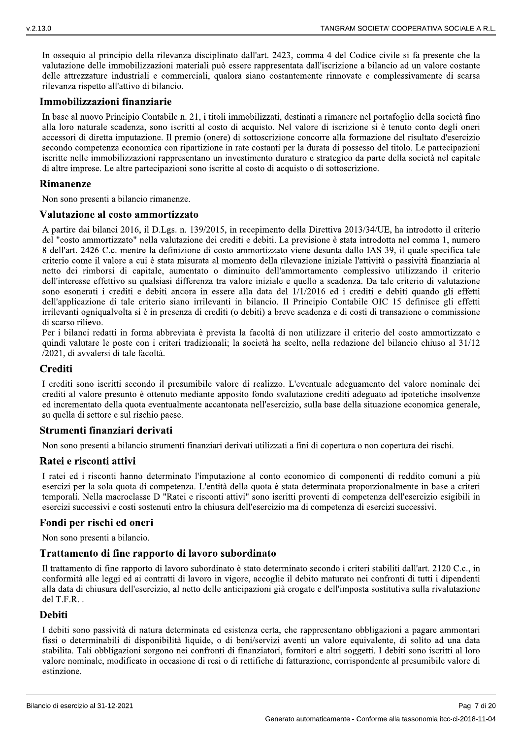In ossequio al principio della rilevanza disciplinato dall'art. 2423, comma 4 del Codice civile si fa presente che la valutazione delle immobilizzazioni materiali può essere rappresentata dall'iscrizione a bilancio ad un valore costante delle attrezzature industriali e commerciali, qualora siano costantemente rinnovate e complessivamente di scarsa rilevanza rispetto all'attivo di bilancio.

## Immobilizzazioni finanziarie

In base al nuovo Principio Contabile n. 21, i titoli immobilizzati, destinati a rimanere nel portafoglio della società fino alla loro naturale scadenza, sono iscritti al costo di acquisto. Nel valore di iscrizione si è tenuto conto degli oneri accessori di diretta imputazione. Il premio (onere) di sottoscrizione concorre alla formazione del risultato d'esercizio secondo competenza economica con ripartizione in rate costanti per la durata di possesso del titolo. Le partecipazioni iscritte nelle immobilizzazioni rappresentano un investimento duraturo e strategico da parte della società nel capitale di altre imprese. Le altre partecipazioni sono iscritte al costo di acquisto o di sottoscrizione.

## Rimanenze

Non sono presenti a bilancio rimanenze.

## Valutazione al costo ammortizzato

A partire dai bilanci 2016, il D.Lgs. n. 139/2015, in recepimento della Direttiva 2013/34/UE, ha introdotto il criterio del "costo ammortizzato" nella valutazione dei crediti e debiti. La previsione è stata introdotta nel comma 1, numero 8 dell'art. 2426 C.c. mentre la definizione di costo ammortizzato viene desunta dallo IAS 39, il quale specifica tale criterio come il valore a cui è stata misurata al momento della rilevazione iniziale l'attività o passività finanziaria al netto dei rimborsi di capitale, aumentato o diminuito dell'ammortamento complessivo utilizzando il criterio dell'interesse effettivo su qualsiasi differenza tra valore iniziale e quello a scadenza. Da tale criterio di valutazione sono esonerati i crediti e debiti ancora in essere alla data del 1/1/2016 ed i crediti e debiti quando gli effetti dell'applicazione di tale criterio siano irrilevanti in bilancio. Il Principio Contabile OIC 15 definisce gli effetti irrilevanti ogniqualvolta si è in presenza di crediti (o debiti) a breve scadenza e di costi di transazione o commissione di scarso rilievo.

Per i bilanci redatti in forma abbreviata è prevista la facoltà di non utilizzare il criterio del costo ammortizzato e quindi valutare le poste con i criteri tradizionali; la società ha scelto, nella redazione del bilancio chiuso al 31/12/2021, di avvalersi di tale facoltà.

## Crediti

I crediti sono iscritti secondo il presumibile valore di realizzo. L'eventuale adeguamento del valore nominale dei crediti al valore presunto è ottenuto mediante apposito fondo svalutazione crediti adeguato ad ipotetiche insolvenze ed incrementato della quota eventualmente accantonata nell'esercizio, sulla base della situazione economica generale, su quella di settore e sul rischio paese.

## Strumenti finanziari derivati

Non sono presenti a bilancio strumenti finanziari derivati utilizzati a fini di copertura o non copertura dei rischi.

## Ratei e risconti attivi

I ratei ed i risconti hanno determinato l'imputazione al conto economico di componenti di reddito comuni a più esercizi per la sola quota di competenza. L'entità della quota è stata determinata proporzionalmente in base a criteri temporali. Nella macroclasse D "Ratei e risconti attivi" sono iscritti proventi di competenza dell'esercizio esigibili in esercizi successivi e costi sostenuti entro la chiusura dell'esercizio ma di competenza di esercizi successivi.

## Fondi per rischi ed oneri

Non sono presenti a bilancio.

## Trattamento di fine rapporto di lavoro subordinato

Il trattamento di fine rapporto di lavoro subordinato è stato determinato secondo i criteri stabiliti dall'art. 2120 C.c., in conformità alle leggi ed ai contratti di lavoro in vigore, accoglie il debito maturato nei confronti di tutti i dipendenti alla data di chiusura dell'esercizio, al netto delle anticipazioni già erogate e dell'imposta sostitutiva sulla rivalutazione del T.F.R. .

## Debiti

I debiti sono passività di natura determinata ed esistenza certa, che rappresentano obbligazioni a pagare ammontari fissi o determinabili di disponibilità liquide, o di beni/servizi aventi un valore equivalente, di solito ad una data stabilita. Tali obbligazioni sorgono nei confronti di finanziatori, fornitori e altri soggetti. I debiti sono iscritti al loro valore nominale, modificato in occasione di resi o di rettifiche di fatturazione, corrispondente al presumibile valore di estinzione.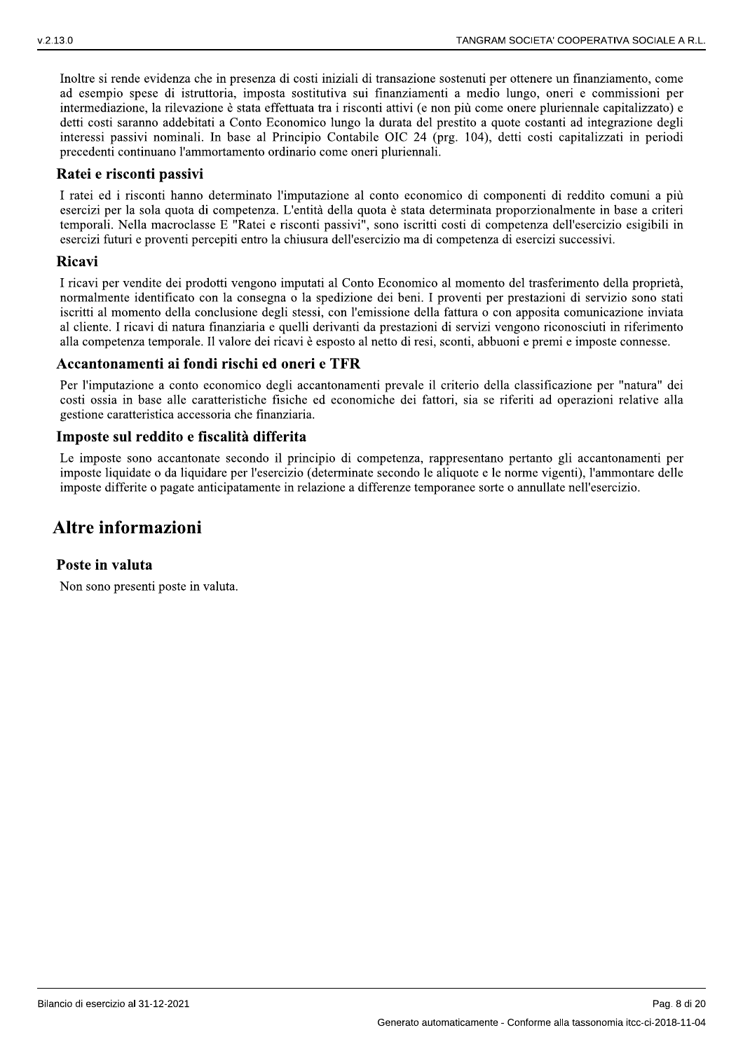Inoltre si rende evidenza che in presenza di costi iniziali di transazione sostenuti per ottenere un finanziamento, come ad esempio spese di istruttoria, imposta sostitutiva sui finanziamenti a medio lungo, oneri e commissioni per intermediazione, la rilevazione è stata effettuata tra i risconti attivi (e non più come onere pluriennale capitalizzato) e detti costi saranno addebitati a Conto Economico lungo la durata del prestito a quote costanti ad integrazione degli interessi passivi nominali. In base al Principio Contabile OIC 24 (prg. 104), detti costi capitalizzati in periodi precedenti continuano l'ammortamento ordinario come oneri pluriennali.

### Ratei e risconti passivi

I ratei ed i risconti hanno determinato l'imputazione al conto economico di componenti di reddito comuni a più esercizi per la sola quota di competenza. L'entità della quota è stata determinata proporzionalmente in base a criteri temporali. Nella macroclasse E "Ratei e risconti passivi", sono iscritti costi di competenza dell'esercizio esigibili in esercizi futuri e proventi percepiti entro la chiusura dell'esercizio ma di competenza di esercizi successivi.

### Ricavi

I ricavi per vendite dei prodotti vengono imputati al Conto Economico al momento del trasferimento della proprietà, normalmente identificato con la consegna o la spedizione dei beni. I proventi per prestazioni di servizio sono stati iscritti al momento della conclusione degli stessi, con l'emissione della fattura o con apposita comunicazione inviata al cliente. I ricavi di natura finanziaria e quelli derivanti da prestazioni di servizi vengono riconosciuti in riferimento alla competenza temporale. Il valore dei ricavi è esposto al netto di resi, sconti, abbuoni e premi e imposte connesse.

### Accantonamenti ai fondi rischi ed oneri e TFR

Per l'imputazione a conto economico degli accantonamenti prevale il criterio della classificazione per "natura" dei costi ossia in base alle caratteristiche fisiche ed economiche dei fattori, sia se riferiti ad operazioni relative alla gestione caratteristica accessoria che finanziaria.

### Imposte sul reddito e fiscalità differita

Le imposte sono accantonate secondo il principio di competenza, rappresentano pertanto gli accantonamenti per imposte liquidate o da liquidare per l'esercizio (determinate secondo le aliquote e le norme vigenti), l'ammontare delle imposte differite o pagate anticipatamente in relazione a differenze temporanee sorte o annullate nell'esercizio.

## Altre informazioni

### Poste in valuta

Non sono presenti poste in valuta.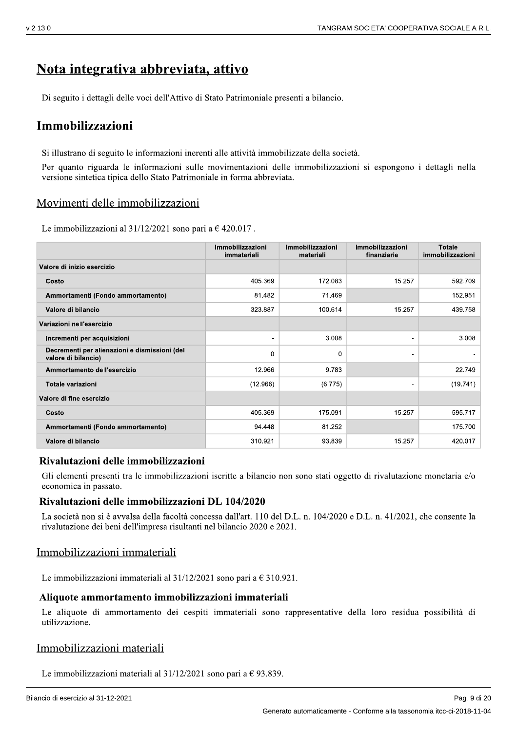# Nota integrativa abbreviata, attivo

Di seguito i dettagli delle voci dell'Attivo di Stato Patrimoniale presenti a bilancio.

## Immobilizzazioni

Si illustrano di seguito le informazioni inerenti alle attività immobilizzate della società.

Per quanto riguarda le informazioni sulle movimentazioni delle immobilizzazioni si espongono i dettagli nella versione sintetica tipica dello Stato Patrimoniale in forma abbreviata.

### Movimenti delle immobilizzazioni

Le immobilizzazioni al 31/12/2021 sono pari a € 420.017 .

| | Immobilizzazioni immateriali | Immobilizzazioni materiali | Immobilizzazioni finanziarie | Totale immobilizzazioni |
|---|---|---|---|---|
| **Valore di inizio esercizio** | | | | |
| Costo | 405.369 | 172.083 | 15.257 | 592.709 |
| Ammortamenti (Fondo ammortamento) | 81.482 | 71.469 | | 152.951 |
| Valore di bilancio | 323.887 | 100.614 | 15.257 | 439.758 |
| **Variazioni nell'esercizio** | | | | |
| Incrementi per acquisizioni | - | 3.008 | - | 3.008 |
| Decrementi per alienazioni e dismissioni (del valore di bilancio) | 0 | 0 | - | - |
| Ammortamento dell'esercizio | 12.966 | 9.783 | | 22.749 |
| Totale variazioni | (12.966) | (6.775) | - | (19.741) |
| **Valore di fine esercizio** | | | | |
| Costo | 405.369 | 175.091 | 15.257 | 595.717 |
| Ammortamenti (Fondo ammortamento) | 94.448 | 81.252 | | 175.700 |
| Valore di bilancio | 310.921 | 93.839 | 15.257 | 420.017 |

#### Rivalutazioni delle immobilizzazioni

Gli elementi presenti tra le immobilizzazioni iscritte a bilancio non sono stati oggetto di rivalutazione monetaria e/o economica in passato.

#### Rivalutazioni delle immobilizzazioni DL 104/2020

La società non si è avvalsa della facoltà concessa dall'art. 110 del D.L. n. 104/2020 e D.L. n. 41/2021, che consente la rivalutazione dei beni dell'impresa risultanti nel bilancio 2020 e 2021.

### Immobilizzazioni immateriali

Le immobilizzazioni immateriali al 31/12/2021 sono pari a € 310.921.

#### Aliquote ammortamento immobilizzazioni immateriali

Le aliquote di ammortamento dei cespiti immateriali sono rappresentative della loro residua possibilità di utilizzazione.

### Immobilizzazioni materiali

Le immobilizzazioni materiali al 31/12/2021 sono pari a € 93.839.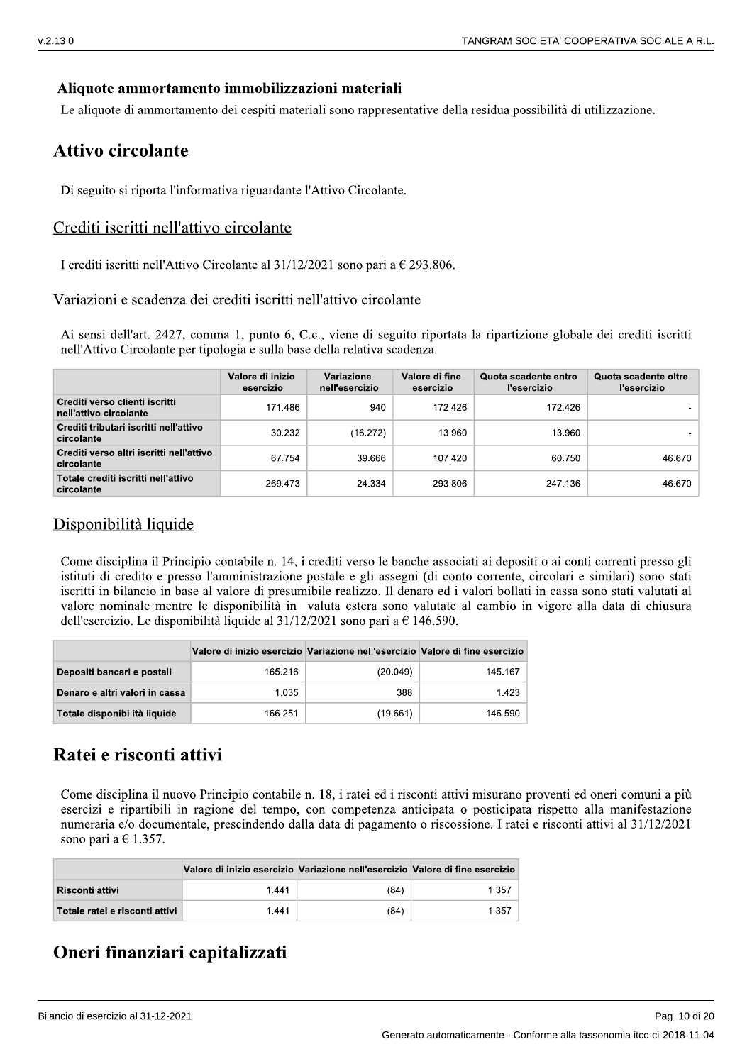### Aliquote ammortamento immobilizzazioni materiali

Le aliquote di ammortamento dei cespiti materiali sono rappresentative della residua possibilità di utilizzazione.

## Attivo circolante

Di seguito si riporta l'informativa riguardante l'Attivo Circolante.

### Crediti iscritti nell'attivo circolante

I crediti iscritti nell'Attivo Circolante al 31/12/2021 sono pari a € 293.806.

#### Variazioni e scadenza dei crediti iscritti nell'attivo circolante

Ai sensi dell'art. 2427, comma 1, punto 6, C.c., viene di seguito riportata la ripartizione globale dei crediti iscritti nell'Attivo Circolante per tipologia e sulla base della relativa scadenza.

| | Valore di inizio esercizio | Variazione nell'esercizio | Valore di fine esercizio | Quota scadente entro l'esercizio | Quota scadente oltre l'esercizio |
|---|---|---|---|---|---|
| Crediti verso clienti iscritti nell'attivo circolante | 171.486 | 940 | 172.426 | 172.426 | - |
| Crediti tributari iscritti nell'attivo circolante | 30.232 | (16.272) | 13.960 | 13.960 | - |
| Crediti verso altri iscritti nell'attivo circolante | 67.754 | 39.666 | 107.420 | 60.750 | 46.670 |
| Totale crediti iscritti nell'attivo circolante | 269.473 | 24.334 | 293.806 | 247.136 | 46.670 |

### Disponibilità liquide

Come disciplina il Principio contabile n. 14, i crediti verso le banche associati ai depositi o ai conti correnti presso gli istituti di credito e presso l'amministrazione postale e gli assegni (di conto corrente, circolari e similari) sono stati iscritti in bilancio in base al valore di presumibile realizzo. Il denaro ed i valori bollati in cassa sono stati valutati al valore nominale mentre le disponibilità in valuta estera sono valutate al cambio in vigore alla data di chiusura dell'esercizio. Le disponibilità liquide al 31/12/2021 sono pari a € 146.590.

| | Valore di inizio esercizio | Variazione nell'esercizio | Valore di fine esercizio |
|---|---|---|---|
| Depositi bancari e postali | 165.216 | (20.049) | 145.167 |
| Denaro e altri valori in cassa | 1.035 | 388 | 1.423 |
| Totale disponibilità liquide | 166.251 | (19.661) | 146.590 |

## Ratei e risconti attivi

Come disciplina il nuovo Principio contabile n. 18, i ratei ed i risconti attivi misurano proventi ed oneri comuni a più esercizi e ripartibili in ragione del tempo, con competenza anticipata o posticipata rispetto alla manifestazione numeraria e/o documentale, prescindendo dalla data di pagamento o riscossione. I ratei e risconti attivi al 31/12/2021 sono pari a € 1.357.

| | Valore di inizio esercizio | Variazione nell'esercizio | Valore di fine esercizio |
|---|---|---|---|
| Risconti attivi | 1.441 | (84) | 1.357 |
| Totale ratei e risconti attivi | 1.441 | (84) | 1.357 |

## Oneri finanziari capitalizzati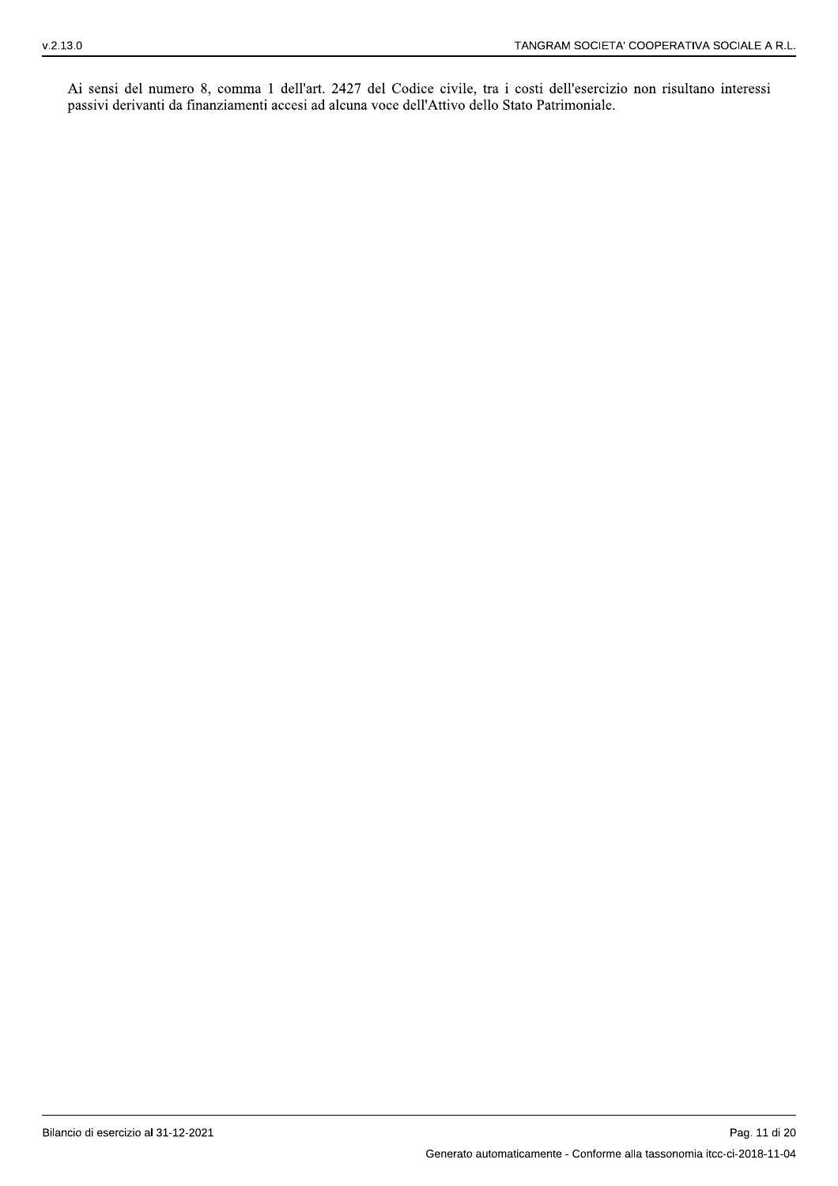Ai sensi del numero 8, comma 1 dell'art. 2427 del Codice civile, tra i costi dell'esercizio non risultano interessi passivi derivanti da finanziamenti accesi ad alcuna voce dell'Attivo dello Stato Patrimoniale.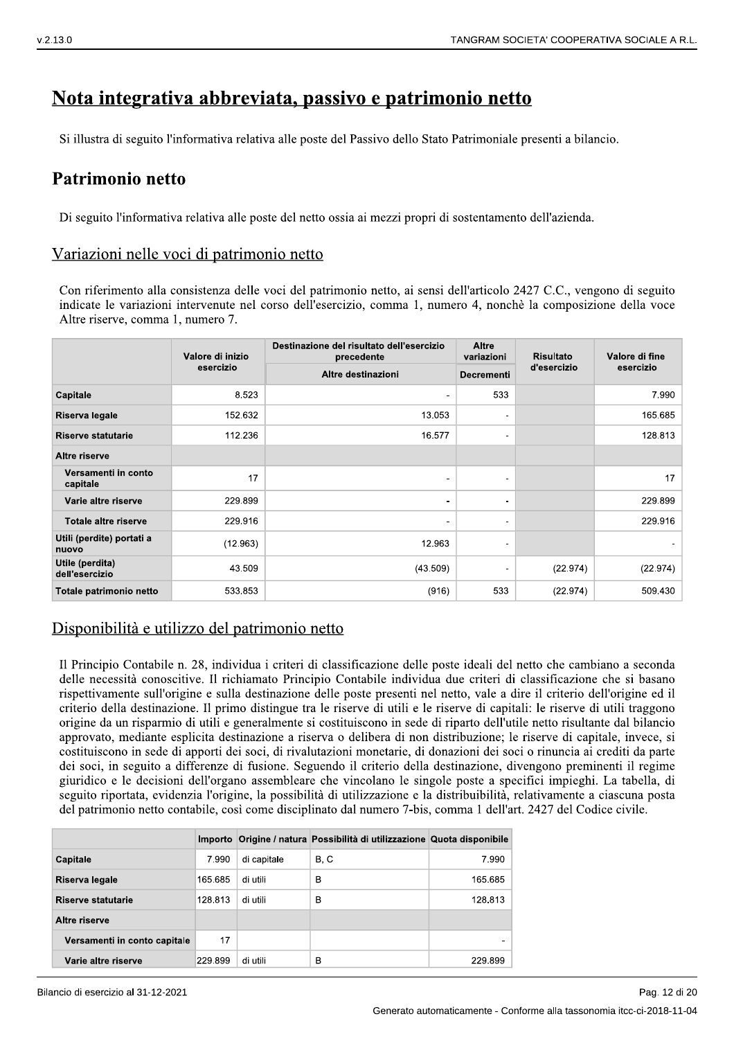# Nota integrativa abbreviata, passivo e patrimonio netto

Si illustra di seguito l'informativa relativa alle poste del Passivo dello Stato Patrimoniale presenti a bilancio.

## Patrimonio netto

Di seguito l'informativa relativa alle poste del netto ossia ai mezzi propri di sostentamento dell'azienda.

### Variazioni nelle voci di patrimonio netto

Con riferimento alla consistenza delle voci del patrimonio netto, ai sensi dell'articolo 2427 C.C., vengono di seguito indicate le variazioni intervenute nel corso dell'esercizio, comma 1, numero 4, nonchè la composizione della voce Altre riserve, comma 1, numero 7.

| | Valore di inizio esercizio | Destinazione del risultato dell'esercizio precedente | Altre variazioni | Risultato d'esercizio | Valore di fine esercizio |
|---|---|---|---|---|---|
| | | Altre destinazioni | Decrementi | | |
| **Capitale** | 8.523 | - | 533 | | 7.990 |
| **Riserva legale** | 152.632 | 13.053 | - | | 165.685 |
| **Riserve statutarie** | 112.236 | 16.577 | - | | 128.813 |
| **Altre riserve** | | | | | |
| **Versamenti in conto capitale** | 17 | - | - | | 17 |
| **Varie altre riserve** | 229.899 | - | - | | 229.899 |
| **Totale altre riserve** | 229.916 | - | - | | 229.916 |
| **Utili (perdite) portati a nuovo** | (12.963) | 12.963 | - | | - |
| **Utile (perdita) dell'esercizio** | 43.509 | (43.509) | - | (22.974) | (22.974) |
| **Totale patrimonio netto** | 533.853 | (916) | 533 | (22.974) | 509.430 |

### Disponibilità e utilizzo del patrimonio netto

Il Principio Contabile n. 28, individua i criteri di classificazione delle poste ideali del netto che cambiano a seconda delle necessità conoscitive. Il richiamato Principio Contabile individua due criteri di classificazione che si basano rispettivamente sull'origine e sulla destinazione delle poste presenti nel netto, vale a dire il criterio dell'origine ed il criterio della destinazione. Il primo distingue tra le riserve di utili e le riserve di capitali: le riserve di utili traggono origine da un risparmio di utili e generalmente si costituiscono in sede di riparto dell'utile netto risultante dal bilancio approvato, mediante esplicita destinazione a riserva o delibera di non distribuzione; le riserve di capitale, invece, si costituiscono in sede di apporti dei soci, di rivalutazioni monetarie, di donazioni dei soci o rinuncia ai crediti da parte dei soci, in seguito a differenze di fusione. Seguendo il criterio della destinazione, divengono preminenti il regime giuridico e le decisioni dell'organo assembleare che vincolano le singole poste a specifici impieghi. La tabella, di seguito riportata, evidenzia l'origine, la possibilità di utilizzazione e la distribuibilità, relativamente a ciascuna posta del patrimonio netto contabile, così come disciplinato dal numero 7-bis, comma 1 dell'art. 2427 del Codice civile.

| | Importo | Origine / natura | Possibilità di utilizzazione | Quota disponibile |
|---|---|---|---|---|
| **Capitale** | 7.990 | di capitale | B, C | 7.990 |
| **Riserva legale** | 165.685 | di utili | B | 165.685 |
| **Riserve statutarie** | 128.813 | di utili | B | 128.813 |
| **Altre riserve** | | | | |
| **Versamenti in conto capitale** | 17 | | | - |
| **Varie altre riserve** | 229.899 | di utili | B | 229.899 |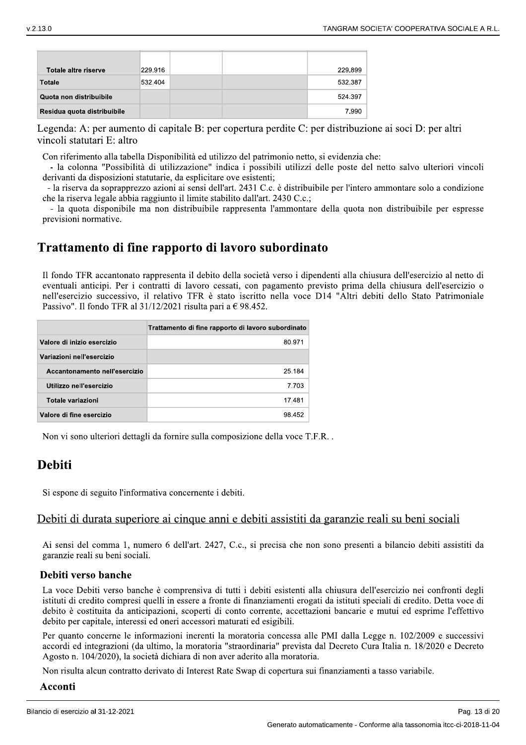| | | | | |
|---|---|---|---|---|
| Totale altre riserve | 229.916 | | | 229.899 |
| Totale | 532.404 | | | 532.387 |
| Quota non distribuibile | | | | 524.397 |
| Residua quota distribuibile | | | | 7.990 |

Legenda: A: per aumento di capitale B: per copertura perdite C: per distribuzione ai soci D: per altri vincoli statutari E: altro

Con riferimento alla tabella Disponibilità ed utilizzo del patrimonio netto, si evidenzia che:

- la colonna "Possibilità di utilizzazione" indica i possibili utilizzi delle poste del netto salvo ulteriori vincoli derivanti da disposizioni statutarie, da esplicitare ove esistenti;
- la riserva da soprapprezzo azioni ai sensi dell'art. 2431 C.c. è distribuibile per l'intero ammontare solo a condizione che la riserva legale abbia raggiunto il limite stabilito dall'art. 2430 C.c.;
- la quota disponibile ma non distribuibile rappresenta l'ammontare della quota non distribuibile per espresse previsioni normative.

## Trattamento di fine rapporto di lavoro subordinato

Il fondo TFR accantonato rappresenta il debito della società verso i dipendenti alla chiusura dell'esercizio al netto di eventuali anticipi. Per i contratti di lavoro cessati, con pagamento previsto prima della chiusura dell'esercizio o nell'esercizio successivo, il relativo TFR è stato iscritto nella voce D14 "Altri debiti dello Stato Patrimoniale Passivo". Il fondo TFR al 31/12/2021 risulta pari a € 98.452.

| | Trattamento di fine rapporto di lavoro subordinato |
|---|---|
| Valore di inizio esercizio | 80.971 |
| Variazioni nell'esercizio | |
| Accantonamento nell'esercizio | 25.184 |
| Utilizzo nell'esercizio | 7.703 |
| Totale variazioni | 17.481 |
| Valore di fine esercizio | 98.452 |

Non vi sono ulteriori dettagli da fornire sulla composizione della voce T.F.R. .

## Debiti

Si espone di seguito l'informativa concernente i debiti.

### Debiti di durata superiore ai cinque anni e debiti assistiti da garanzie reali su beni sociali

Ai sensi del comma 1, numero 6 dell'art. 2427, C.c., si precisa che non sono presenti a bilancio debiti assistiti da garanzie reali su beni sociali.

#### Debiti verso banche

La voce Debiti verso banche è comprensiva di tutti i debiti esistenti alla chiusura dell'esercizio nei confronti degli istituti di credito compresi quelli in essere a fronte di finanziamenti erogati da istituti speciali di credito. Detta voce di debito è costituita da anticipazioni, scoperti di conto corrente, accettazioni bancarie e mutui ed esprime l'effettivo debito per capitale, interessi ed oneri accessori maturati ed esigibili.

Per quanto concerne le informazioni inerenti la moratoria concessa alle PMI dalla Legge n. 102/2009 e successivi accordi ed integrazioni (da ultimo, la moratoria "straordinaria" prevista dal Decreto Cura Italia n. 18/2020 e Decreto Agosto n. 104/2020), la società dichiara di non aver aderito alla moratoria.

Non risulta alcun contratto derivato di Interest Rate Swap di copertura sui finanziamenti a tasso variabile.

#### Acconti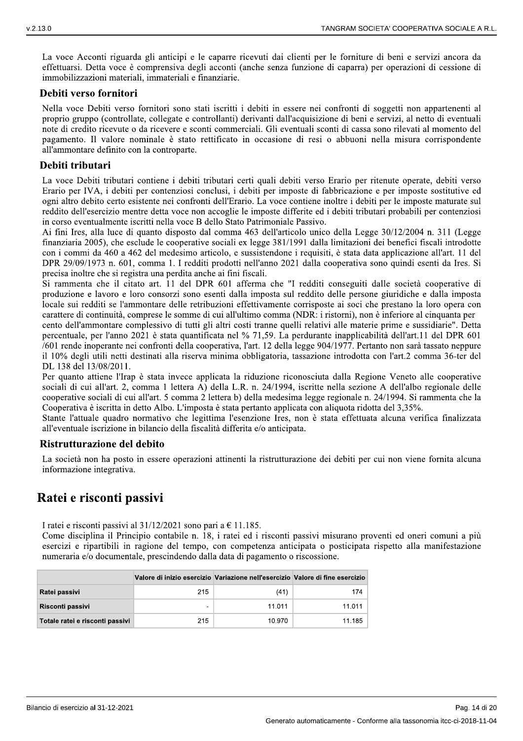La voce Acconti riguarda gli anticipi e le caparre ricevuti dai clienti per le forniture di beni e servizi ancora da effettuarsi. Detta voce è comprensiva degli acconti (anche senza funzione di caparra) per operazioni di cessione di immobilizzazioni materiali, immateriali e finanziarie.

### Debiti verso fornitori

Nella voce Debiti verso fornitori sono stati iscritti i debiti in essere nei confronti di soggetti non appartenenti al proprio gruppo (controllate, collegate e controllanti) derivanti dall'acquisizione di beni e servizi, al netto di eventuali note di credito ricevute o da ricevere e sconti commerciali. Gli eventuali sconti di cassa sono rilevati al momento del pagamento. Il valore nominale è stato rettificato in occasione di resi o abbuoni nella misura corrispondente all'ammontare definito con la controparte.

### Debiti tributari

La voce Debiti tributari contiene i debiti tributari certi quali debiti verso Erario per ritenute operate, debiti verso Erario per IVA, i debiti per contenziosi conclusi, i debiti per imposte di fabbricazione e per imposte sostitutive ed ogni altro debito certo esistente nei confronti dell'Erario. La voce contiene inoltre i debiti per le imposte maturate sul reddito dell'esercizio mentre detta voce non accoglie le imposte differite ed i debiti tributari probabili per contenziosi in corso eventualmente iscritti nella voce B dello Stato Patrimoniale Passivo.

Ai fini Ires, alla luce di quanto disposto dal comma 463 dell'articolo unico della Legge 30/12/2004 n. 311 (Legge finanziaria 2005), che esclude le cooperative sociali ex legge 381/1991 dalla limitazioni dei benefici fiscali introdotte con i commi da 460 a 462 del medesimo articolo, e sussistendone i requisiti, è stata data applicazione all'art. 11 del DPR 29/09/1973 n. 601, comma 1. I redditi prodotti nell'anno 2021 dalla cooperativa sono quindi esenti da Ires. Si precisa inoltre che si registra una perdita anche ai fini fiscali.

Si rammenta che il citato art. 11 del DPR 601 afferma che "I redditi conseguiti dalle società cooperative di produzione e lavoro e loro consorzi sono esenti dalla imposta sul reddito delle persone giuridiche e dalla imposta locale sui redditi se l'ammontare delle retribuzioni effettivamente corrisposte ai soci che prestano la loro opera con carattere di continuità, comprese le somme di cui all'ultimo comma (NDR: i ristorni), non è inferiore al cinquanta per cento dell'ammontare complessivo di tutti gli altri costi tranne quelli relativi alle materie prime e sussidiarie". Detta percentuale, per l'anno 2021 è stata quantificata nel % 71,59. La perdurante inapplicabilità dell'art.11 del DPR 601 /601 rende inoperante nei confronti della cooperativa, l'art. 12 della legge 904/1977. Pertanto non sarà tassato neppure il 10% degli utili netti destinati alla riserva minima obbligatoria, tassazione introdotta con l'art.2 comma 36-ter del DL 138 del 13/08/2011.

Per quanto attiene l'Irap è stata invece applicata la riduzione riconosciuta dalla Regione Veneto alle cooperative sociali di cui all'art. 2, comma 1 lettera A) della L.R. n. 24/1994, iscritte nella sezione A dell'albo regionale delle cooperative sociali di cui all'art. 5 comma 2 lettera b) della medesima legge regionale n. 24/1994. Si rammenta che la Cooperativa è iscritta in detto Albo. L'imposta è stata pertanto applicata con aliquota ridotta del 3,35%.

Stante l'attuale quadro normativo che legittima l'esenzione Ires, non è stata effettuata alcuna verifica finalizzata all'eventuale iscrizione in bilancio della fiscalità differita e/o anticipata.

### Ristrutturazione del debito

La società non ha posto in essere operazioni attinenti la ristrutturazione dei debiti per cui non viene fornita alcuna informazione integrativa.

## Ratei e risconti passivi

I ratei e risconti passivi al 31/12/2021 sono pari a € 11.185.

Come disciplina il Principio contabile n. 18, i ratei ed i risconti passivi misurano proventi ed oneri comuni a più esercizi e ripartibili in ragione del tempo, con competenza anticipata o posticipata rispetto alla manifestazione numeraria e/o documentale, prescindendo dalla data di pagamento o riscossione.

| | Valore di inizio esercizio | Variazione nell'esercizio | Valore di fine esercizio |
|---|---|---|---|
| **Ratei passivi** | 215 | (41) | 174 |
| **Risconti passivi** | - | 11.011 | 11.011 |
| **Totale ratei e risconti passivi** | 215 | 10.970 | 11.185 |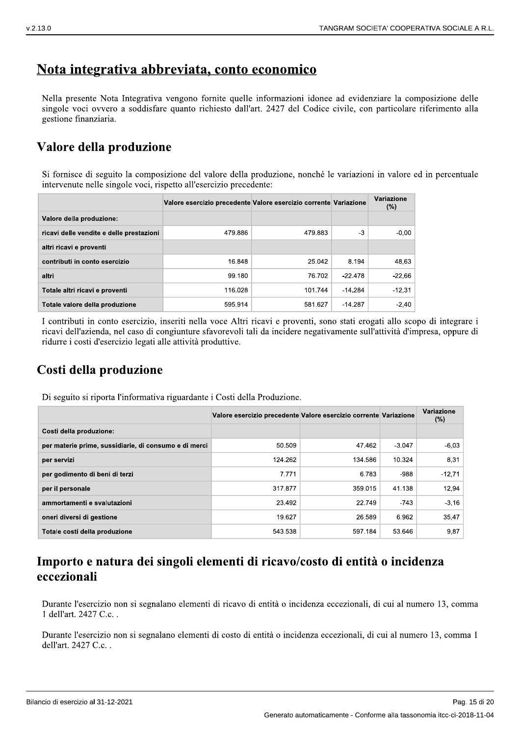# Nota integrativa abbreviata, conto economico

Nella presente Nota Integrativa vengono fornite quelle informazioni idonee ad evidenziare la composizione delle singole voci ovvero a soddisfare quanto richiesto dall'art. 2427 del Codice civile, con particolare riferimento alla gestione finanziaria.

## Valore della produzione

Si fornisce di seguito la composizione del valore della produzione, nonché le variazioni in valore ed in percentuale intervenute nelle singole voci, rispetto all'esercizio precedente:

| | Valore esercizio precedente | Valore esercizio corrente | Variazione | Variazione (%) |
|---|---|---|---|---|
| **Valore della produzione:** | | | | |
| **ricavi delle vendite e delle prestazioni** | 479.886 | 479.883 | -3 | -0,00 |
| **altri ricavi e proventi** | | | | |
| **contributi in conto esercizio** | 16.848 | 25.042 | 8.194 | 48,63 |
| **altri** | 99.180 | 76.702 | -22.478 | -22,66 |
| **Totale altri ricavi e proventi** | 116.028 | 101.744 | -14.284 | -12,31 |
| **Totale valore della produzione** | 595.914 | 581.627 | -14.287 | -2,40 |

I contributi in conto esercizio, inseriti nella voce Altri ricavi e proventi, sono stati erogati allo scopo di integrare i ricavi dell'azienda, nel caso di congiunture sfavorevoli tali da incidere negativamente sull'attività d'impresa, oppure di ridurre i costi d'esercizio legati alle attività produttive.

## Costi della produzione

Di seguito si riporta l'informativa riguardante i Costi della Produzione.

| | Valore esercizio precedente | Valore esercizio corrente | Variazione | Variazione (%) |
|---|---|---|---|---|
| **Costi della produzione:** | | | | |
| **per materie prime, sussidiarie, di consumo e di merci** | 50.509 | 47.462 | -3.047 | -6,03 |
| **per servizi** | 124.262 | 134.586 | 10.324 | 8,31 |
| **per godimento di beni di terzi** | 7.771 | 6.783 | -988 | -12,71 |
| **per il personale** | 317.877 | 359.015 | 41.138 | 12,94 |
| **ammortamenti e svalutazioni** | 23.492 | 22.749 | -743 | -3,16 |
| **oneri diversi di gestione** | 19.627 | 26.589 | 6.962 | 35,47 |
| **Totale costi della produzione** | 543.538 | 597.184 | 53.646 | 9,87 |

## Importo e natura dei singoli elementi di ricavo/costo di entità o incidenza eccezionali

Durante l'esercizio non si segnalano elementi di ricavo di entità o incidenza eccezionali, di cui al numero 13, comma 1 dell'art. 2427 C.c. .

Durante l'esercizio non si segnalano elementi di costo di entità o incidenza eccezionali, di cui al numero 13, comma 1 dell'art. 2427 C.c. .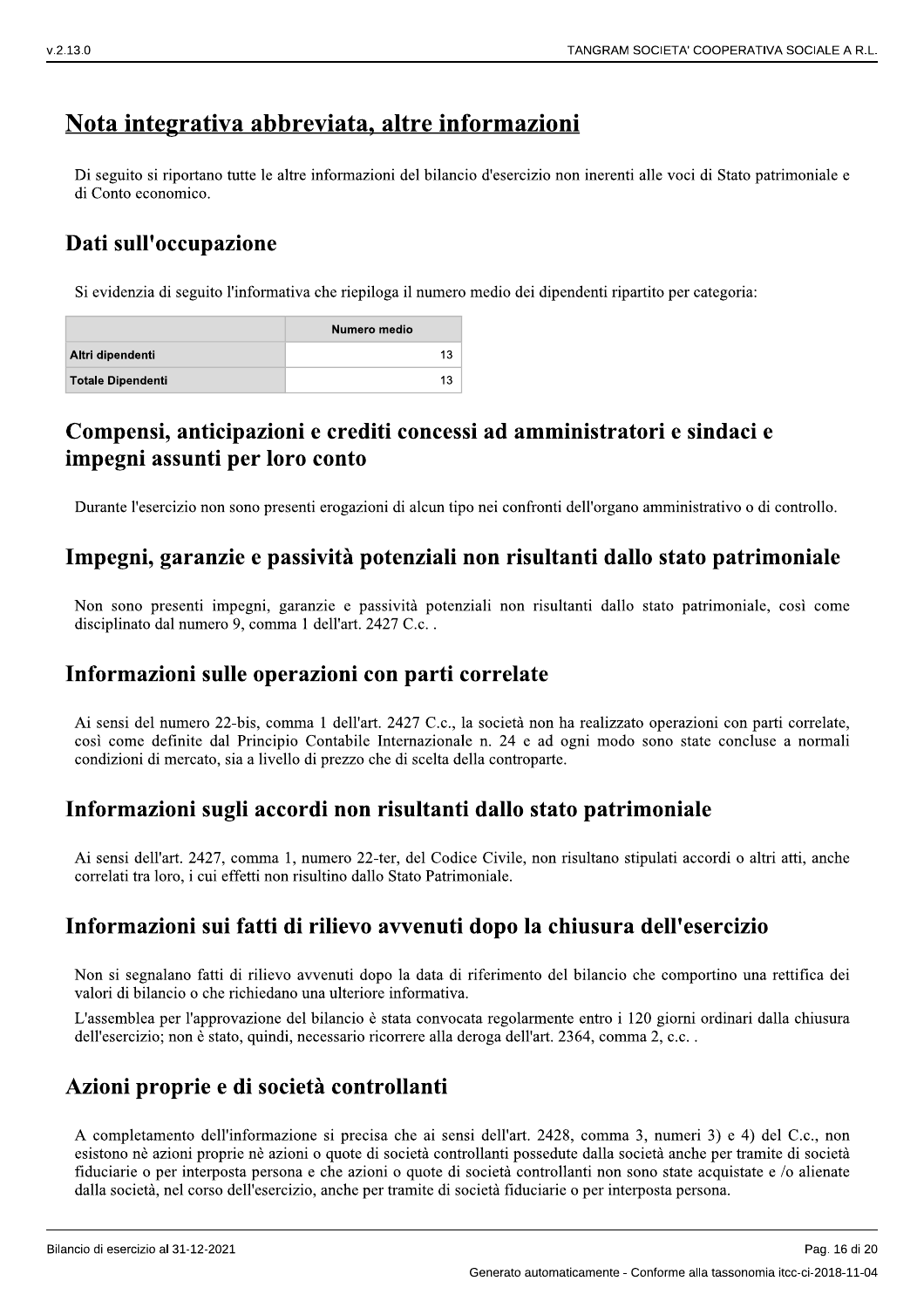# Nota integrativa abbreviata, altre informazioni

Di seguito si riportano tutte le altre informazioni del bilancio d'esercizio non inerenti alle voci di Stato patrimoniale e di Conto economico.

## Dati sull'occupazione

Si evidenzia di seguito l'informativa che riepiloga il numero medio dei dipendenti ripartito per categoria:

| | Numero medio |
|---|---|
| Altri dipendenti | 13 |
| Totale Dipendenti | 13 |

## Compensi, anticipazioni e crediti concessi ad amministratori e sindaci e impegni assunti per loro conto

Durante l'esercizio non sono presenti erogazioni di alcun tipo nei confronti dell'organo amministrativo o di controllo.

## Impegni, garanzie e passività potenziali non risultanti dallo stato patrimoniale

Non sono presenti impegni, garanzie e passività potenziali non risultanti dallo stato patrimoniale, così come disciplinato dal numero 9, comma 1 dell'art. 2427 C.c. .

## Informazioni sulle operazioni con parti correlate

Ai sensi del numero 22-bis, comma 1 dell'art. 2427 C.c., la società non ha realizzato operazioni con parti correlate, così come definite dal Principio Contabile Internazionale n. 24 e ad ogni modo sono state concluse a normali condizioni di mercato, sia a livello di prezzo che di scelta della controparte.

## Informazioni sugli accordi non risultanti dallo stato patrimoniale

Ai sensi dell'art. 2427, comma 1, numero 22-ter, del Codice Civile, non risultano stipulati accordi o altri atti, anche correlati tra loro, i cui effetti non risultino dallo Stato Patrimoniale.

## Informazioni sui fatti di rilievo avvenuti dopo la chiusura dell'esercizio

Non si segnalano fatti di rilievo avvenuti dopo la data di riferimento del bilancio che comportino una rettifica dei valori di bilancio o che richiedano una ulteriore informativa.

L'assemblea per l'approvazione del bilancio è stata convocata regolarmente entro i 120 giorni ordinari dalla chiusura dell'esercizio; non è stato, quindi, necessario ricorrere alla deroga dell'art. 2364, comma 2, c.c. .

## Azioni proprie e di società controllanti

A completamento dell'informazione si precisa che ai sensi dell'art. 2428, comma 3, numeri 3) e 4) del C.c., non esistono nè azioni proprie nè azioni o quote di società controllanti possedute dalla società anche per tramite di società fiduciarie o per interposta persona e che azioni o quote di società controllanti non sono state acquistate e /o alienate dalla società, nel corso dell'esercizio, anche per tramite di società fiduciarie o per interposta persona.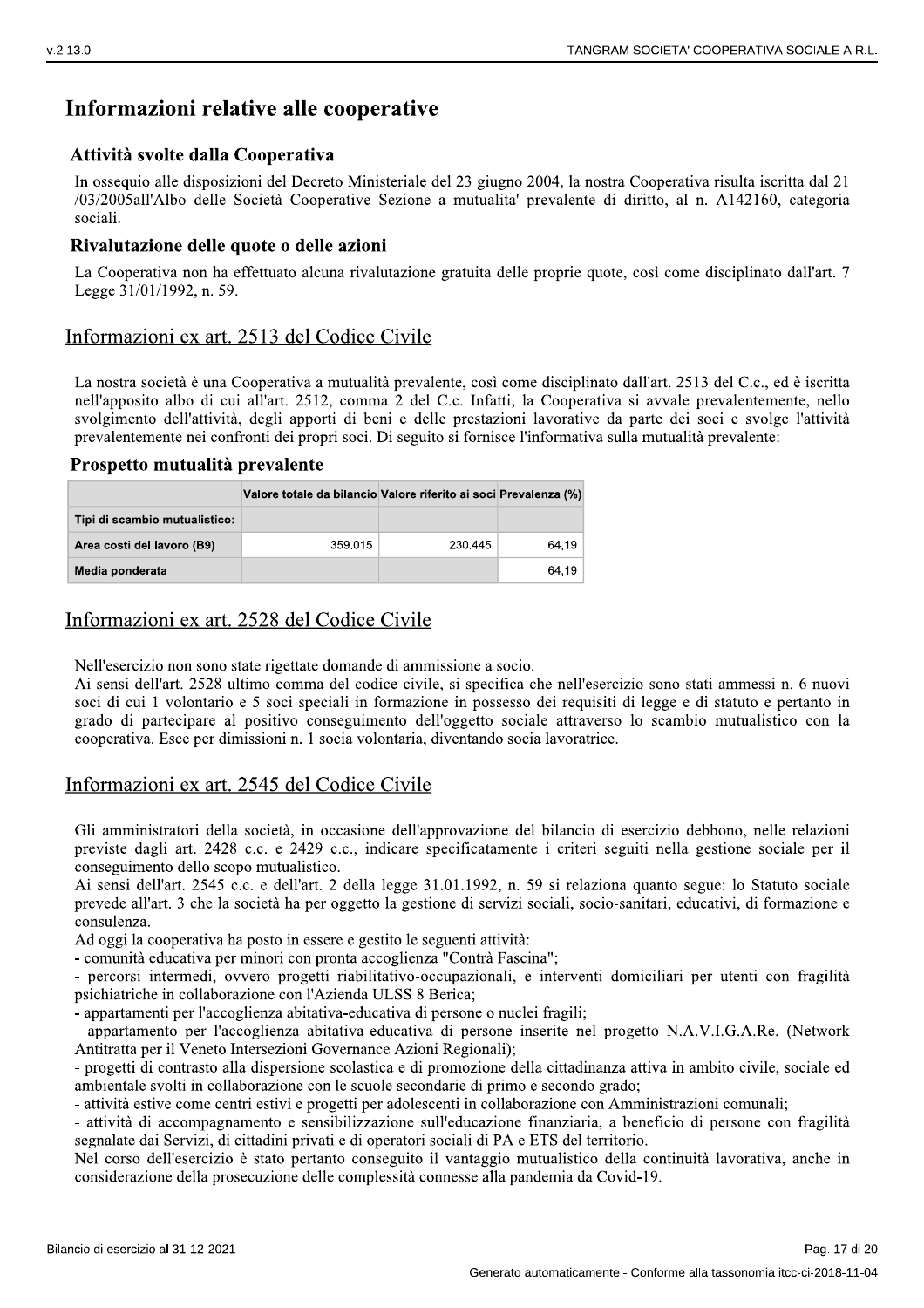# Informazioni relative alle cooperative

### Attività svolte dalla Cooperativa

In ossequio alle disposizioni del Decreto Ministeriale del 23 giugno 2004, la nostra Cooperativa risulta iscritta dal 21 /03/2005all'Albo delle Società Cooperative Sezione a mutualita' prevalente di diritto, al n. A142160, categoria sociali.

### Rivalutazione delle quote o delle azioni

La Cooperativa non ha effettuato alcuna rivalutazione gratuita delle proprie quote, così come disciplinato dall'art. 7 Legge 31/01/1992, n. 59.

## Informazioni ex art. 2513 del Codice Civile

La nostra società è una Cooperativa a mutualità prevalente, così come disciplinato dall'art. 2513 del C.c., ed è iscritta nell'apposito albo di cui all'art. 2512, comma 2 del C.c. Infatti, la Cooperativa si avvale prevalentemente, nello svolgimento dell'attività, degli apporti di beni e delle prestazioni lavorative da parte dei soci e svolge l'attività prevalentemente nei confronti dei propri soci. Di seguito si fornisce l'informativa sulla mutualità prevalente:

### Prospetto mutualità prevalente

| | Valore totale da bilancio | Valore riferito ai soci | Prevalenza (%) |
|---|---|---|---|
| **Tipi di scambio mutualistico:** | | | |
| **Area costi del lavoro (B9)** | 359.015 | 230.445 | 64,19 |
| **Media ponderata** | | | 64,19 |

## Informazioni ex art. 2528 del Codice Civile

Nell'esercizio non sono state rigettate domande di ammissione a socio.
Ai sensi dell'art. 2528 ultimo comma del codice civile, si specifica che nell'esercizio sono stati ammessi n. 6 nuovi soci di cui 1 volontario e 5 soci speciali in formazione in possesso dei requisiti di legge e di statuto e pertanto in grado di partecipare al positivo conseguimento dell'oggetto sociale attraverso lo scambio mutualistico con la cooperativa. Esce per dimissioni n. 1 socia volontaria, diventando socia lavoratrice.

## Informazioni ex art. 2545 del Codice Civile

Gli amministratori della società, in occasione dell'approvazione del bilancio di esercizio debbono, nelle relazioni previste dagli art. 2428 c.c. e 2429 c.c., indicare specificatamente i criteri seguiti nella gestione sociale per il conseguimento dello scopo mutualistico.
Ai sensi dell'art. 2545 c.c. e dell'art. 2 della legge 31.01.1992, n. 59 si relaziona quanto segue: lo Statuto sociale prevede all'art. 3 che la società ha per oggetto la gestione di servizi sociali, socio-sanitari, educativi, di formazione e consulenza.
Ad oggi la cooperativa ha posto in essere e gestito le seguenti attività:
- comunità educativa per minori con pronta accoglienza "Contrà Fascina";
- percorsi intermedi, ovvero progetti riabilitativo-occupazionali, e interventi domiciliari per utenti con fragilità psichiatriche in collaborazione con l'Azienda ULSS 8 Berica;
- appartamenti per l'accoglienza abitativa-educativa di persone o nuclei fragili;
- appartamento per l'accoglienza abitativa-educativa di persone inserite nel progetto N.A.V.I.G.A.Re. (Network Antitratta per il Veneto Intersezioni Governance Azioni Regionali);
- progetti di contrasto alla dispersione scolastica e di promozione della cittadinanza attiva in ambito civile, sociale ed ambientale svolti in collaborazione con le scuole secondarie di primo e secondo grado;
- attività estive come centri estivi e progetti per adolescenti in collaborazione con Amministrazioni comunali;
- attività di accompagnamento e sensibilizzazione sull'educazione finanziaria, a beneficio di persone con fragilità segnalate dai Servizi, di cittadini privati e di operatori sociali di PA e ETS del territorio.

Nel corso dell'esercizio è stato pertanto conseguito il vantaggio mutualistico della continuità lavorativa, anche in considerazione della prosecuzione delle complessità connesse alla pandemia da Covid-19.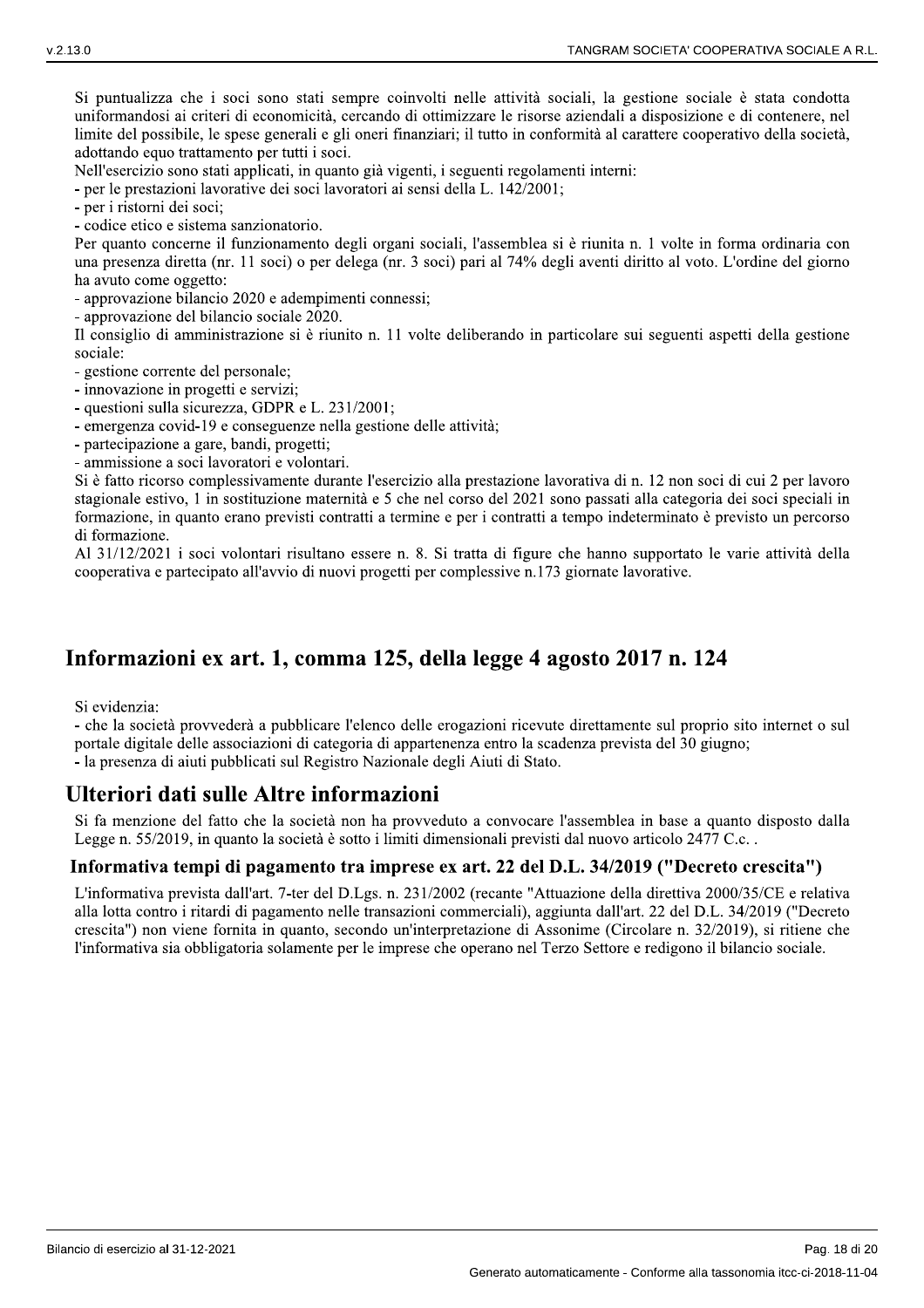Si puntualizza che i soci sono stati sempre coinvolti nelle attività sociali, la gestione sociale è stata condotta uniformandosi ai criteri di economicità, cercando di ottimizzare le risorse aziendali a disposizione e di contenere, nel limite del possibile, le spese generali e gli oneri finanziari; il tutto in conformità al carattere cooperativo della società, adottando equo trattamento per tutti i soci.

Nell'esercizio sono stati applicati, in quanto già vigenti, i seguenti regolamenti interni:

- per le prestazioni lavorative dei soci lavoratori ai sensi della L. 142/2001;
- per i ristorni dei soci;
- codice etico e sistema sanzionatorio.

Per quanto concerne il funzionamento degli organi sociali, l'assemblea si è riunita n. 1 volte in forma ordinaria con una presenza diretta (nr. 11 soci) o per delega (nr. 3 soci) pari al 74% degli aventi diritto al voto. L'ordine del giorno ha avuto come oggetto:

- approvazione bilancio 2020 e adempimenti connessi;
- approvazione del bilancio sociale 2020.

Il consiglio di amministrazione si è riunito n. 11 volte deliberando in particolare sui seguenti aspetti della gestione sociale:

- gestione corrente del personale;
- innovazione in progetti e servizi;
- questioni sulla sicurezza, GDPR e L. 231/2001;
- emergenza covid-19 e conseguenze nella gestione delle attività;
- partecipazione a gare, bandi, progetti;
- ammissione a soci lavoratori e volontari.

Si è fatto ricorso complessivamente durante l'esercizio alla prestazione lavorativa di n. 12 non soci di cui 2 per lavoro stagionale estivo, 1 in sostituzione maternità e 5 che nel corso del 2021 sono passati alla categoria dei soci speciali in formazione, in quanto erano previsti contratti a termine e per i contratti a tempo indeterminato è previsto un percorso di formazione.

Al 31/12/2021 i soci volontari risultano essere n. 8. Si tratta di figure che hanno supportato le varie attività della cooperativa e partecipato all'avvio di nuovi progetti per complessive n.173 giornate lavorative.

# Informazioni ex art. 1, comma 125, della legge 4 agosto 2017 n. 124

Si evidenzia:

- che la società provvederà a pubblicare l'elenco delle erogazioni ricevute direttamente sul proprio sito internet o sul portale digitale delle associazioni di categoria di appartenenza entro la scadenza prevista del 30 giugno;
- la presenza di aiuti pubblicati sul Registro Nazionale degli Aiuti di Stato.

## Ulteriori dati sulle Altre informazioni

Si fa menzione del fatto che la società non ha provveduto a convocare l'assemblea in base a quanto disposto dalla Legge n. 55/2019, in quanto la società è sotto i limiti dimensionali previsti dal nuovo articolo 2477 C.c. .

### Informativa tempi di pagamento tra imprese ex art. 22 del D.L. 34/2019 ("Decreto crescita")

L'informativa prevista dall'art. 7-ter del D.Lgs. n. 231/2002 (recante "Attuazione della direttiva 2000/35/CE e relativa alla lotta contro i ritardi di pagamento nelle transazioni commerciali), aggiunta dall'art. 22 del D.L. 34/2019 ("Decreto crescita") non viene fornita in quanto, secondo un'interpretazione di Assonime (Circolare n. 32/2019), si ritiene che l'informativa sia obbligatoria solamente per le imprese che operano nel Terzo Settore e redigono il bilancio sociale.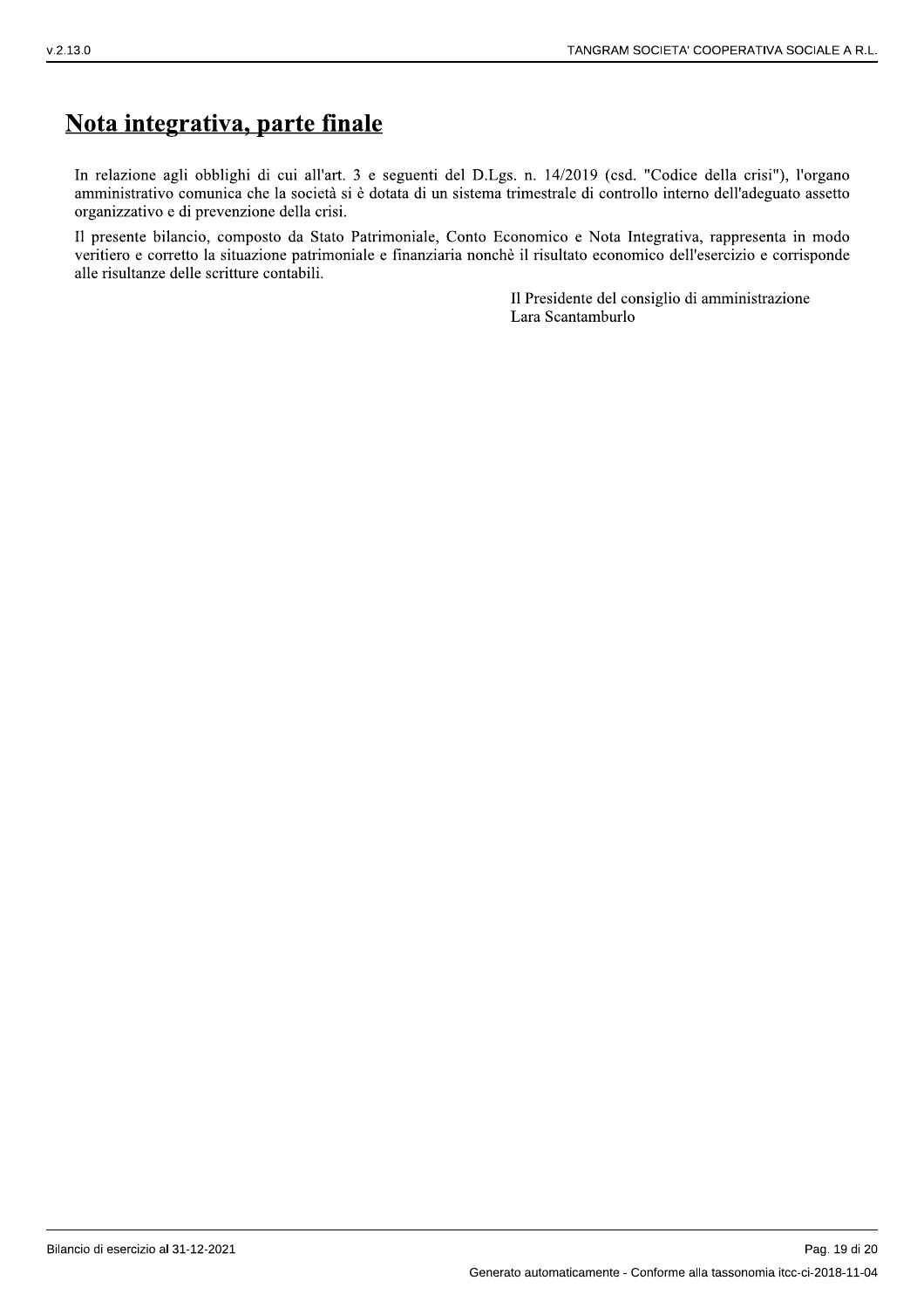## Nota integrativa, parte finale

In relazione agli obblighi di cui all'art. 3 e seguenti del D.Lgs. n. 14/2019 (csd. "Codice della crisi"), l'organo amministrativo comunica che la società si è dotata di un sistema trimestrale di controllo interno dell'adeguato assetto organizzativo e di prevenzione della crisi.

Il presente bilancio, composto da Stato Patrimoniale, Conto Economico e Nota Integrativa, rappresenta in modo veritiero e corretto la situazione patrimoniale e finanziaria nonchè il risultato economico dell'esercizio e corrisponde alle risultanze delle scritture contabili.

Il Presidente del consiglio di amministrazione
Lara Scantamburlo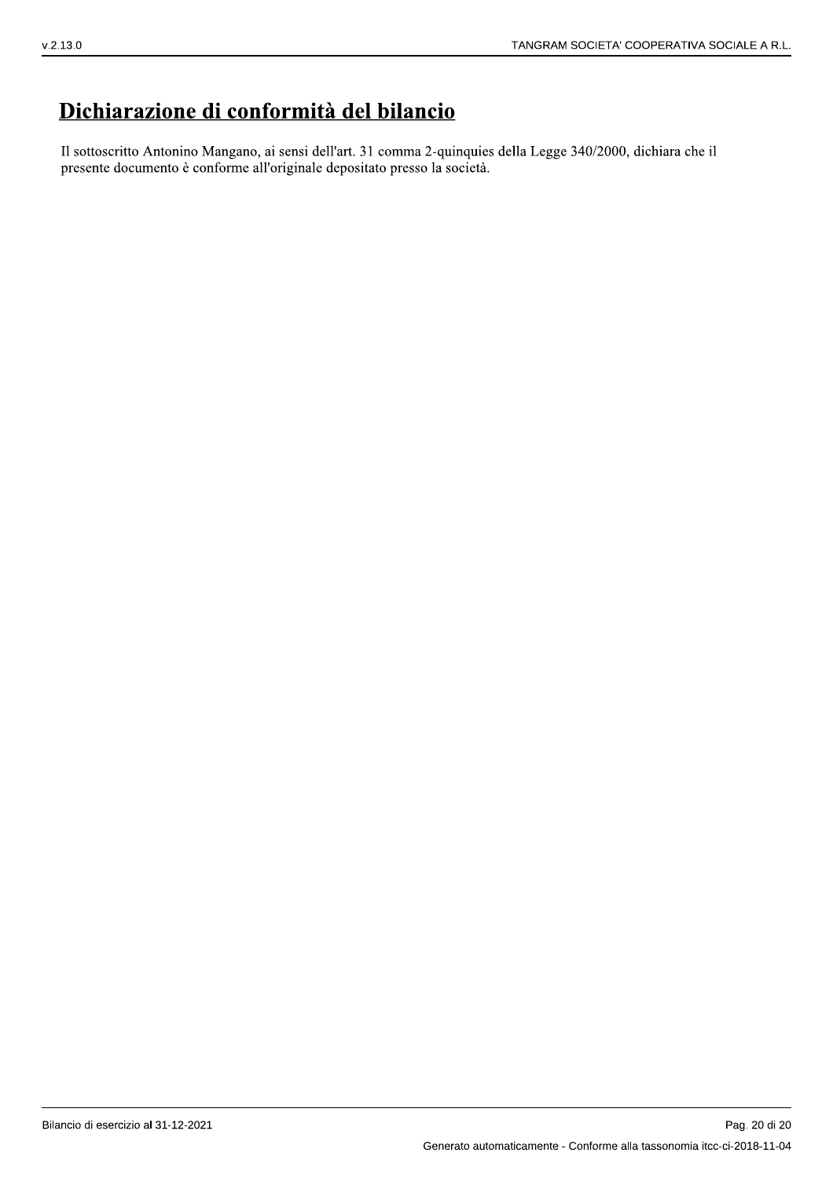# Dichiarazione di conformità del bilancio

Il sottoscritto Antonino Mangano, ai sensi dell'art. 31 comma 2-quinquies della Legge 340/2000, dichiara che il presente documento è conforme all'originale depositato presso la società.